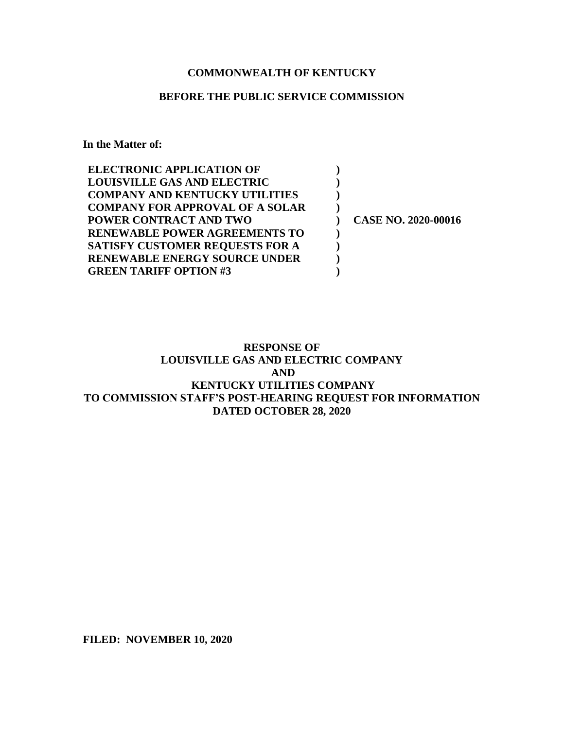**COMMONWEALTH OF KENTUCKY**

**BEFORE THE PUBLIC SERVICE COMMISSION**

**In the Matter of:**

| | | |
|---|---|---|
| **ELECTRONIC APPLICATION OF** | **)** | |
| **LOUISVILLE GAS AND ELECTRIC** | **)** | |
| **COMPANY AND KENTUCKY UTILITIES** | **)** | |
| **COMPANY FOR APPROVAL OF A SOLAR** | **)** | |
| **POWER CONTRACT AND TWO** | **)** | **CASE NO. 2020-00016** |
| **RENEWABLE POWER AGREEMENTS TO** | **)** | |
| **SATISFY CUSTOMER REQUESTS FOR A** | **)** | |
| **RENEWABLE ENERGY SOURCE UNDER** | **)** | |
| **GREEN TARIFF OPTION #3** | **)** | |

**RESPONSE OF**
**LOUISVILLE GAS AND ELECTRIC COMPANY**
**AND**
**KENTUCKY UTILITIES COMPANY**
**TO COMMISSION STAFF'S POST-HEARING REQUEST FOR INFORMATION**
**DATED OCTOBER 28, 2020**

**FILED: NOVEMBER 10, 2020**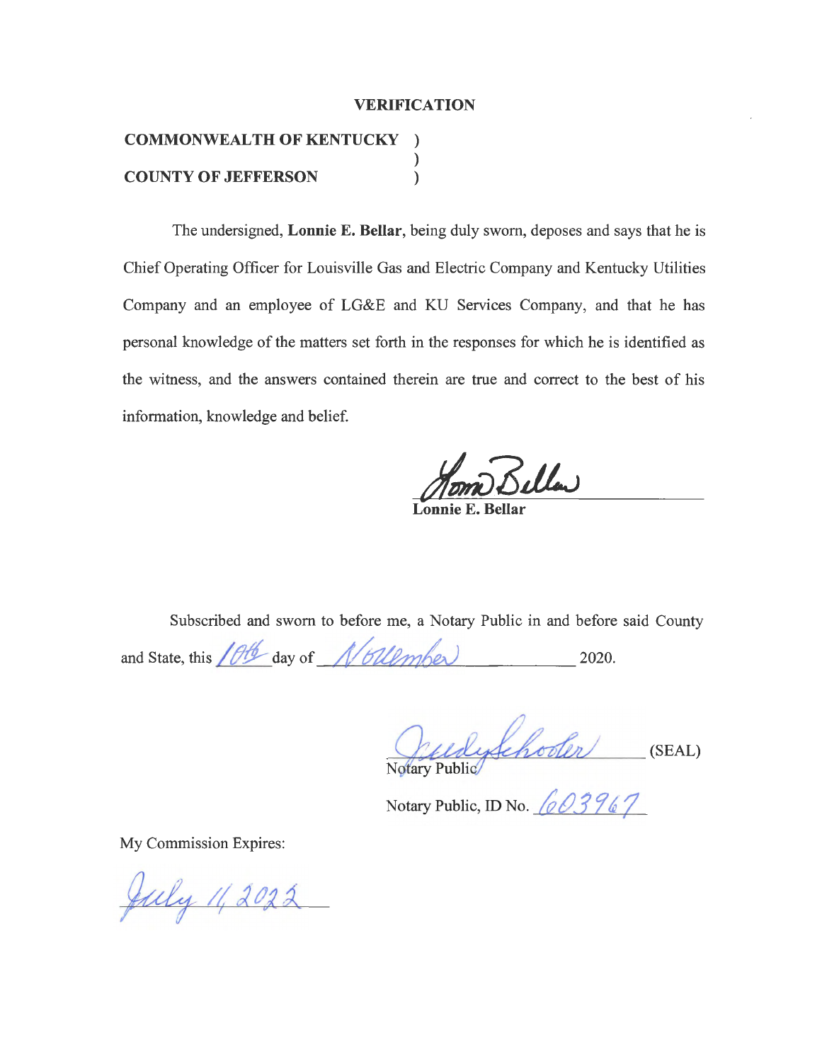**VERIFICATION**

**COMMONWEALTH OF KENTUCKY** )
)
**COUNTY OF JEFFERSON** )

The undersigned, **Lonnie E. Bellar**, being duly sworn, deposes and says that he is Chief Operating Officer for Louisville Gas and Electric Company and Kentucky Utilities Company and an employee of LG&E and KU Services Company, and that he has personal knowledge of the matters set forth in the responses for which he is identified as the witness, and the answers contained therein are true and correct to the best of his information, knowledge and belief.

Lonnie Bellar
**Lonnie E. Bellar**

Subscribed and sworn to before me, a Notary Public in and before said County and State, this 10th day of November 2020.

Judy Schooler (SEAL)
Notary Public

Notary Public, ID No. 603967

My Commission Expires:

July 11, 2022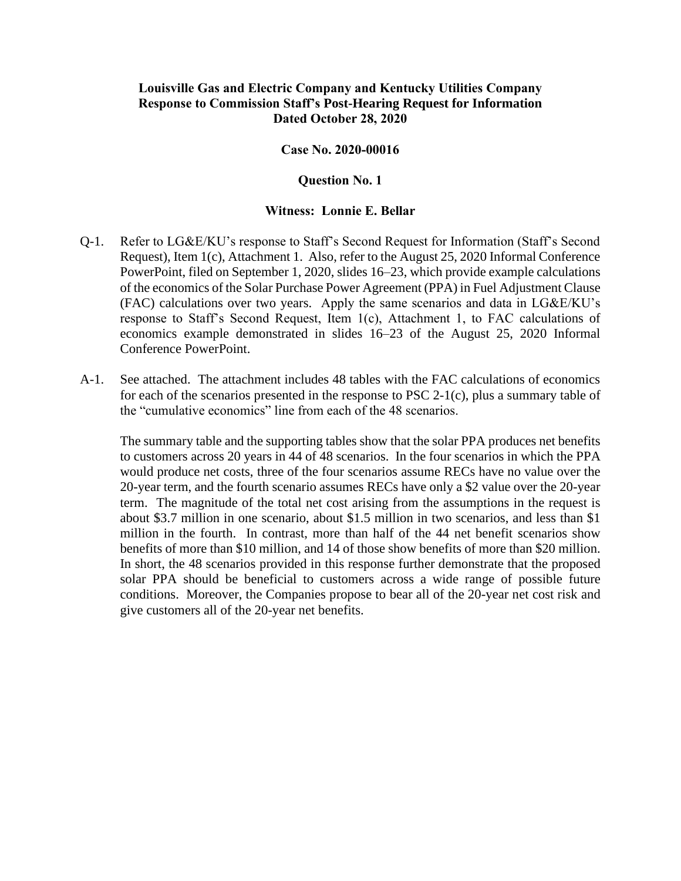**Louisville Gas and Electric Company and Kentucky Utilities Company**
**Response to Commission Staff's Post-Hearing Request for Information**
**Dated October 28, 2020**

**Case No. 2020-00016**

**Question No. 1**

**Witness: Lonnie E. Bellar**

Q-1. Refer to LG&E/KU's response to Staff's Second Request for Information (Staff's Second Request), Item 1(c), Attachment 1. Also, refer to the August 25, 2020 Informal Conference PowerPoint, filed on September 1, 2020, slides 16–23, which provide example calculations of the economics of the Solar Purchase Power Agreement (PPA) in Fuel Adjustment Clause (FAC) calculations over two years. Apply the same scenarios and data in LG&E/KU's response to Staff's Second Request, Item 1(c), Attachment 1, to FAC calculations of economics example demonstrated in slides 16–23 of the August 25, 2020 Informal Conference PowerPoint.

A-1. See attached. The attachment includes 48 tables with the FAC calculations of economics for each of the scenarios presented in the response to PSC 2-1(c), plus a summary table of the "cumulative economics" line from each of the 48 scenarios.

The summary table and the supporting tables show that the solar PPA produces net benefits to customers across 20 years in 44 of 48 scenarios. In the four scenarios in which the PPA would produce net costs, three of the four scenarios assume RECs have no value over the 20-year term, and the fourth scenario assumes RECs have only a $2 value over the 20-year term. The magnitude of the total net cost arising from the assumptions in the request is about $3.7 million in one scenario, about $1.5 million in two scenarios, and less than $1 million in the fourth. In contrast, more than half of the 44 net benefit scenarios show benefits of more than $10 million, and 14 of those show benefits of more than $20 million. In short, the 48 scenarios provided in this response further demonstrate that the proposed solar PPA should be beneficial to customers across a wide range of possible future conditions. Moreover, the Companies propose to bear all of the 20-year net cost risk and give customers all of the 20-year net benefits.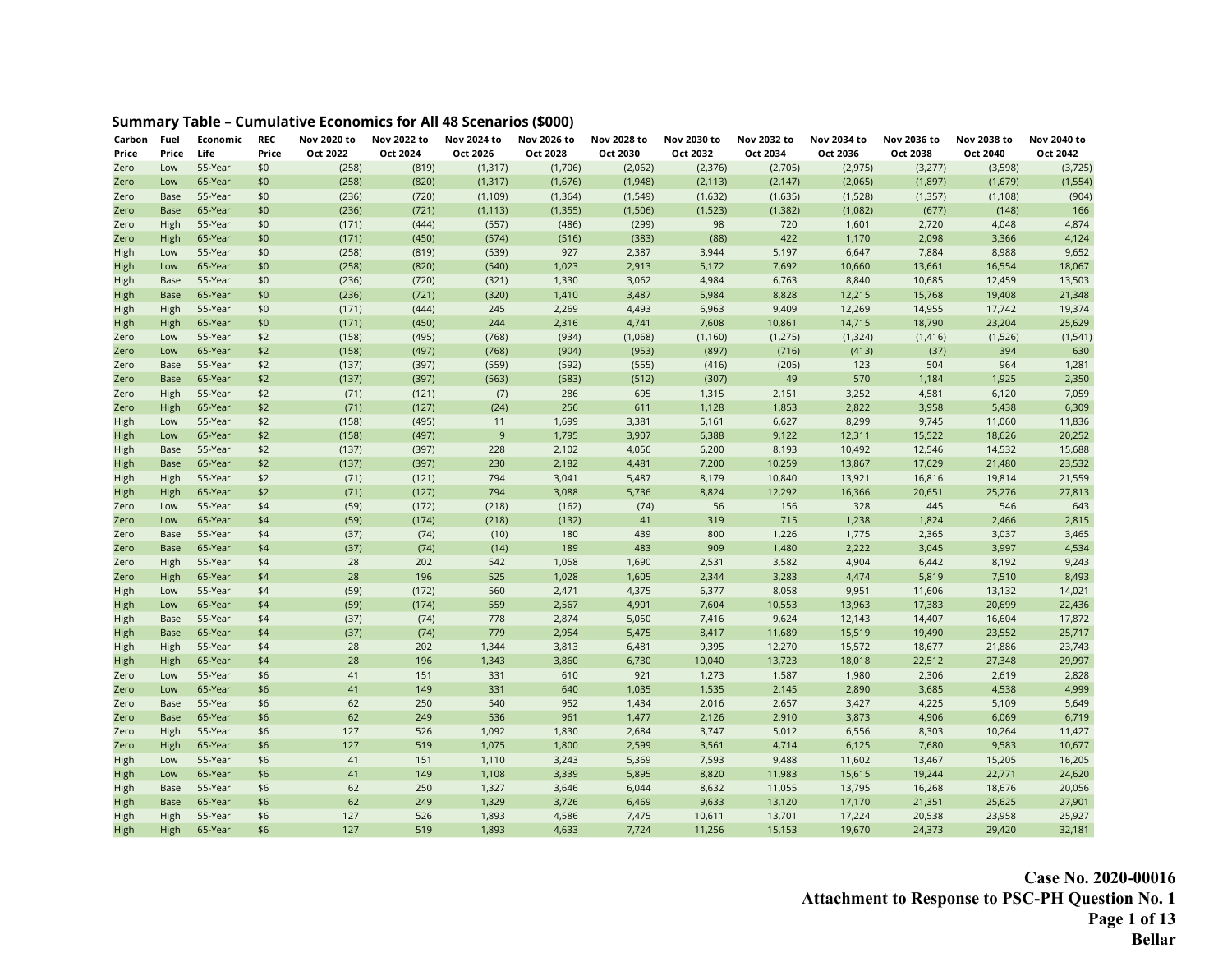## Summary Table – Cumulative Economics for All 48 Scenarios ($000)

| Carbon Price | Fuel Price | Economic Life | REC Price | Nov 2020 to Oct 2022 | Nov 2022 to Oct 2024 | Nov 2024 to Oct 2026 | Nov 2026 to Oct 2028 | Nov 2028 to Oct 2030 | Nov 2030 to Oct 2032 | Nov 2032 to Oct 2034 | Nov 2034 to Oct 2036 | Nov 2036 to Oct 2038 | Nov 2038 to Oct 2040 | Nov 2040 to Oct 2042 |
|---|---|---|---|---|---|---|---|---|---|---|---|---|---|---|
| Zero | Low | 55-Year | $0 | (258) | (819) | (1,317) | (1,706) | (2,062) | (2,376) | (2,705) | (2,975) | (3,277) | (3,598) | (3,725) |
| Zero | Low | 65-Year | $0 | (258) | (820) | (1,317) | (1,676) | (1,948) | (2,113) | (2,147) | (2,065) | (1,897) | (1,679) | (1,554) |
| Zero | Base | 55-Year | $0 | (236) | (720) | (1,109) | (1,364) | (1,549) | (1,632) | (1,635) | (1,528) | (1,357) | (1,108) | (904) |
| Zero | Base | 65-Year | $0 | (236) | (721) | (1,113) | (1,355) | (1,506) | (1,523) | (1,382) | (1,082) | (677) | (148) | 166 |
| Zero | High | 55-Year | $0 | (171) | (444) | (557) | (486) | (299) | 98 | 720 | 1,601 | 2,720 | 4,048 | 4,874 |
| Zero | High | 65-Year | $0 | (171) | (450) | (574) | (516) | (383) | (88) | 422 | 1,170 | 2,098 | 3,366 | 4,124 |
| High | Low | 55-Year | $0 | (258) | (819) | (539) | 927 | 2,387 | 3,944 | 5,197 | 6,647 | 7,884 | 8,988 | 9,652 |
| High | Low | 65-Year | $0 | (258) | (820) | (540) | 1,023 | 2,913 | 5,172 | 7,692 | 10,660 | 13,661 | 16,554 | 18,067 |
| High | Base | 55-Year | $0 | (236) | (720) | (321) | 1,330 | 3,062 | 4,984 | 6,763 | 8,840 | 10,685 | 12,459 | 13,503 |
| High | Base | 65-Year | $0 | (236) | (721) | (320) | 1,410 | 3,487 | 5,984 | 8,828 | 12,215 | 15,768 | 19,408 | 21,348 |
| High | High | 55-Year | $0 | (171) | (444) | 245 | 2,269 | 4,493 | 6,963 | 9,409 | 12,269 | 14,955 | 17,742 | 19,374 |
| High | High | 65-Year | $0 | (171) | (450) | 244 | 2,316 | 4,741 | 7,608 | 10,861 | 14,715 | 18,790 | 23,204 | 25,629 |
| Zero | Low | 55-Year | $2 | (158) | (495) | (768) | (934) | (1,068) | (1,160) | (1,275) | (1,324) | (1,416) | (1,526) | (1,541) |
| Zero | Low | 65-Year | $2 | (158) | (497) | (768) | (904) | (953) | (897) | (716) | (413) | (37) | 394 | 630 |
| Zero | Base | 55-Year | $2 | (137) | (397) | (559) | (592) | (555) | (416) | (205) | 123 | 504 | 964 | 1,281 |
| Zero | Base | 65-Year | $2 | (137) | (397) | (563) | (583) | (512) | (307) | 49 | 570 | 1,184 | 1,925 | 2,350 |
| Zero | High | 55-Year | $2 | (71) | (121) | (7) | 286 | 695 | 1,315 | 2,151 | 3,252 | 4,581 | 6,120 | 7,059 |
| Zero | High | 65-Year | $2 | (71) | (127) | (24) | 256 | 611 | 1,128 | 1,853 | 2,822 | 3,958 | 5,438 | 6,309 |
| High | Low | 55-Year | $2 | (158) | (495) | 11 | 1,699 | 3,381 | 5,161 | 6,627 | 8,299 | 9,745 | 11,060 | 11,836 |
| High | Low | 65-Year | $2 | (158) | (497) | 9 | 1,795 | 3,907 | 6,388 | 9,122 | 12,311 | 15,522 | 18,626 | 20,252 |
| High | Base | 55-Year | $2 | (137) | (397) | 228 | 2,102 | 4,056 | 6,200 | 8,193 | 10,492 | 12,546 | 14,532 | 15,688 |
| High | Base | 65-Year | $2 | (137) | (397) | 230 | 2,182 | 4,481 | 7,200 | 10,259 | 13,867 | 17,629 | 21,480 | 23,532 |
| High | High | 55-Year | $2 | (71) | (121) | 794 | 3,041 | 5,487 | 8,179 | 10,840 | 13,921 | 16,816 | 19,814 | 21,559 |
| High | High | 65-Year | $2 | (71) | (127) | 794 | 3,088 | 5,736 | 8,824 | 12,292 | 16,366 | 20,651 | 25,276 | 27,813 |
| Zero | Low | 55-Year | $4 | (59) | (172) | (218) | (162) | (74) | 56 | 156 | 328 | 445 | 546 | 643 |
| Zero | Low | 65-Year | $4 | (59) | (174) | (218) | (132) | 41 | 319 | 715 | 1,238 | 1,824 | 2,466 | 2,815 |
| Zero | Base | 55-Year | $4 | (37) | (74) | (10) | 180 | 439 | 800 | 1,226 | 1,775 | 2,365 | 3,037 | 3,465 |
| Zero | Base | 65-Year | $4 | (37) | (74) | (14) | 189 | 483 | 909 | 1,480 | 2,222 | 3,045 | 3,997 | 4,534 |
| Zero | High | 55-Year | $4 | 28 | 202 | 542 | 1,058 | 1,690 | 2,531 | 3,582 | 4,904 | 6,442 | 8,192 | 9,243 |
| Zero | High | 65-Year | $4 | 28 | 196 | 525 | 1,028 | 1,605 | 2,344 | 3,283 | 4,474 | 5,819 | 7,510 | 8,493 |
| High | Low | 55-Year | $4 | (59) | (172) | 560 | 2,471 | 4,375 | 6,377 | 8,058 | 9,951 | 11,606 | 13,132 | 14,021 |
| High | Low | 65-Year | $4 | (59) | (174) | 559 | 2,567 | 4,901 | 7,604 | 10,553 | 13,963 | 17,383 | 20,699 | 22,436 |
| High | Base | 55-Year | $4 | (37) | (74) | 778 | 2,874 | 5,050 | 7,416 | 9,624 | 12,143 | 14,407 | 16,604 | 17,872 |
| High | Base | 65-Year | $4 | (37) | (74) | 779 | 2,954 | 5,475 | 8,417 | 11,689 | 15,519 | 19,490 | 23,552 | 25,717 |
| High | High | 55-Year | $4 | 28 | 202 | 1,344 | 3,813 | 6,481 | 9,395 | 12,270 | 15,572 | 18,677 | 21,886 | 23,743 |
| High | High | 65-Year | $4 | 28 | 196 | 1,343 | 3,860 | 6,730 | 10,040 | 13,723 | 18,018 | 22,512 | 27,348 | 29,997 |
| Zero | Low | 55-Year | $6 | 41 | 151 | 331 | 610 | 921 | 1,273 | 1,587 | 1,980 | 2,306 | 2,619 | 2,828 |
| Zero | Low | 65-Year | $6 | 41 | 149 | 331 | 640 | 1,035 | 1,535 | 2,145 | 2,890 | 3,685 | 4,538 | 4,999 |
| Zero | Base | 55-Year | $6 | 62 | 250 | 540 | 952 | 1,434 | 2,016 | 2,657 | 3,427 | 4,225 | 5,109 | 5,649 |
| Zero | Base | 65-Year | $6 | 62 | 249 | 536 | 961 | 1,477 | 2,126 | 2,910 | 3,873 | 4,906 | 6,069 | 6,719 |
| Zero | High | 55-Year | $6 | 127 | 526 | 1,092 | 1,830 | 2,684 | 3,747 | 5,012 | 6,556 | 8,303 | 10,264 | 11,427 |
| Zero | High | 65-Year | $6 | 127 | 519 | 1,075 | 1,800 | 2,599 | 3,561 | 4,714 | 6,125 | 7,680 | 9,583 | 10,677 |
| High | Low | 55-Year | $6 | 41 | 151 | 1,110 | 3,243 | 5,369 | 7,593 | 9,488 | 11,602 | 13,467 | 15,205 | 16,205 |
| High | Low | 65-Year | $6 | 41 | 149 | 1,108 | 3,339 | 5,895 | 8,820 | 11,983 | 15,615 | 19,244 | 22,771 | 24,620 |
| High | Base | 55-Year | $6 | 62 | 250 | 1,327 | 3,646 | 6,044 | 8,632 | 11,055 | 13,795 | 16,268 | 18,676 | 20,056 |
| High | Base | 65-Year | $6 | 62 | 249 | 1,329 | 3,726 | 6,469 | 9,633 | 13,120 | 17,170 | 21,351 | 25,625 | 27,901 |
| High | High | 55-Year | $6 | 127 | 526 | 1,893 | 4,586 | 7,475 | 10,611 | 13,701 | 17,224 | 20,538 | 23,958 | 25,927 |
| High | High | 65-Year | $6 | 127 | 519 | 1,893 | 4,633 | 7,724 | 11,256 | 15,153 | 19,670 | 24,373 | 29,420 | 32,181 |

**Case No. 2020-00016**
**Attachment to Response to PSC-PH Question No. 1**
**Bellar**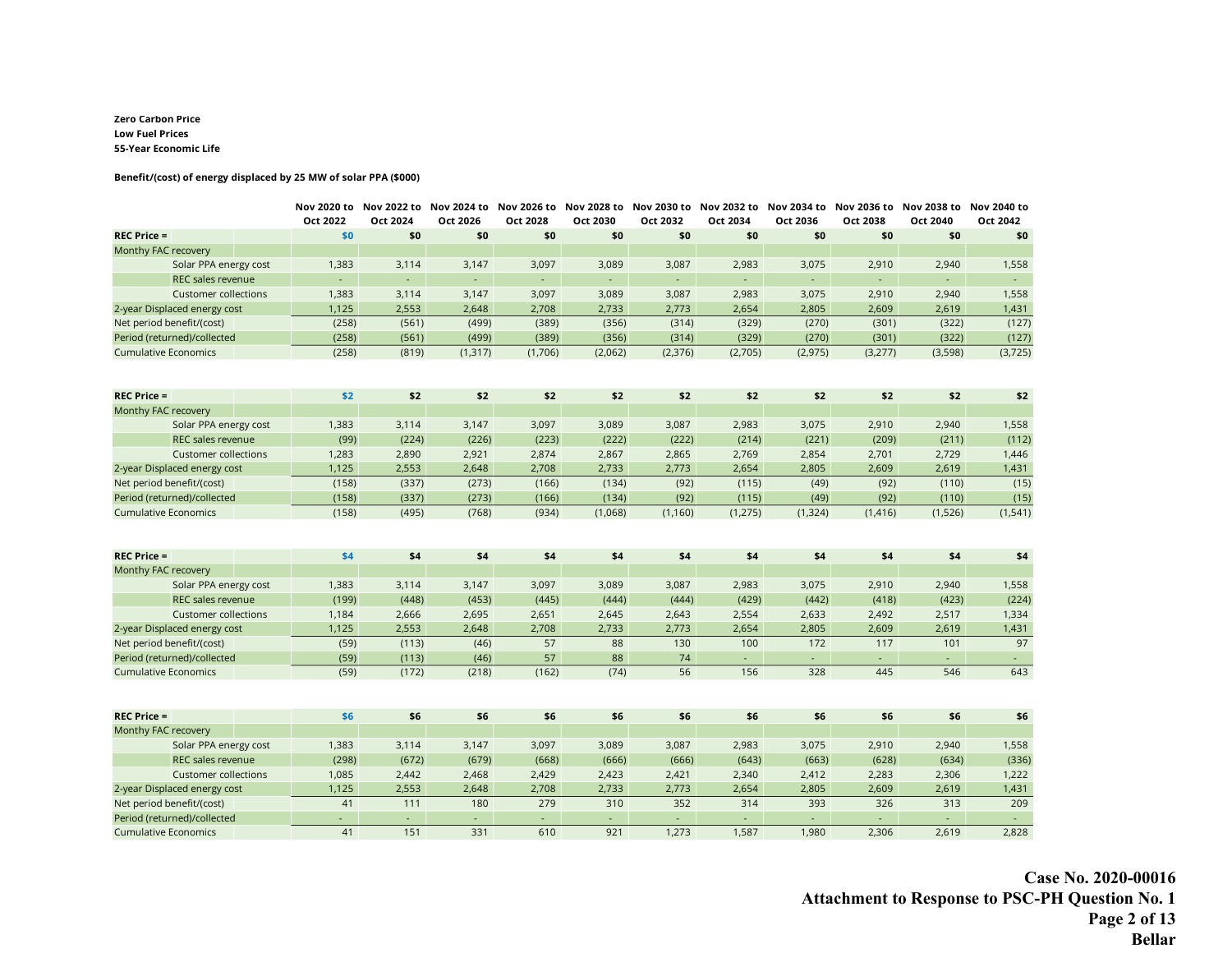**Zero Carbon Price**
**Low Fuel Prices**
**55-Year Economic Life**

**Benefit/(cost) of energy displaced by 25 MW of solar PPA ($000)**

| | Nov 2020 to Oct 2022 | Nov 2022 to Oct 2024 | Nov 2024 to Oct 2026 | Nov 2026 to Oct 2028 | Nov 2028 to Oct 2030 | Nov 2030 to Oct 2032 | Nov 2032 to Oct 2034 | Nov 2034 to Oct 2036 | Nov 2036 to Oct 2038 | Nov 2038 to Oct 2040 | Nov 2040 to Oct 2042 |
|---|---|---|---|---|---|---|---|---|---|---|---|
| **REC Price =** | **$0** | **$0** | **$0** | **$0** | **$0** | **$0** | **$0** | **$0** | **$0** | **$0** | **$0** |
| Monthy FAC recovery | | | | | | | | | | | |
| Solar PPA energy cost | 1,383 | 3,114 | 3,147 | 3,097 | 3,089 | 3,087 | 2,983 | 3,075 | 2,910 | 2,940 | 1,558 |
| REC sales revenue | - | - | - | - | - | - | - | - | - | - | - |
| Customer collections | 1,383 | 3,114 | 3,147 | 3,097 | 3,089 | 3,087 | 2,983 | 3,075 | 2,910 | 2,940 | 1,558 |
| 2-year Displaced energy cost | 1,125 | 2,553 | 2,648 | 2,708 | 2,733 | 2,773 | 2,654 | 2,805 | 2,609 | 2,619 | 1,431 |
| Net period benefit/(cost) | (258) | (561) | (499) | (389) | (356) | (314) | (329) | (270) | (301) | (322) | (127) |
| Period (returned)/collected | (258) | (561) | (499) | (389) | (356) | (314) | (329) | (270) | (301) | (322) | (127) |
| Cumulative Economics | (258) | (819) | (1,317) | (1,706) | (2,062) | (2,376) | (2,705) | (2,975) | (3,277) | (3,598) | (3,725) |

| | | | | | | | | | | | |
|---|---|---|---|---|---|---|---|---|---|---|---|
| **REC Price =** | **$2** | **$2** | **$2** | **$2** | **$2** | **$2** | **$2** | **$2** | **$2** | **$2** | **$2** |
| Monthy FAC recovery | | | | | | | | | | | |
| Solar PPA energy cost | 1,383 | 3,114 | 3,147 | 3,097 | 3,089 | 3,087 | 2,983 | 3,075 | 2,910 | 2,940 | 1,558 |
| REC sales revenue | (99) | (224) | (226) | (223) | (222) | (222) | (214) | (221) | (209) | (211) | (112) |
| Customer collections | 1,283 | 2,890 | 2,921 | 2,874 | 2,867 | 2,865 | 2,769 | 2,854 | 2,701 | 2,729 | 1,446 |
| 2-year Displaced energy cost | 1,125 | 2,553 | 2,648 | 2,708 | 2,733 | 2,773 | 2,654 | 2,805 | 2,609 | 2,619 | 1,431 |
| Net period benefit/(cost) | (158) | (337) | (273) | (166) | (134) | (92) | (115) | (49) | (92) | (110) | (15) |
| Period (returned)/collected | (158) | (337) | (273) | (166) | (134) | (92) | (115) | (49) | (92) | (110) | (15) |
| Cumulative Economics | (158) | (495) | (768) | (934) | (1,068) | (1,160) | (1,275) | (1,324) | (1,416) | (1,526) | (1,541) |

| | | | | | | | | | | | |
|---|---|---|---|---|---|---|---|---|---|---|---|
| **REC Price =** | **$4** | **$4** | **$4** | **$4** | **$4** | **$4** | **$4** | **$4** | **$4** | **$4** | **$4** |
| Monthy FAC recovery | | | | | | | | | | | |
| Solar PPA energy cost | 1,383 | 3,114 | 3,147 | 3,097 | 3,089 | 3,087 | 2,983 | 3,075 | 2,910 | 2,940 | 1,558 |
| REC sales revenue | (199) | (448) | (453) | (445) | (444) | (444) | (429) | (442) | (418) | (423) | (224) |
| Customer collections | 1,184 | 2,666 | 2,695 | 2,651 | 2,645 | 2,643 | 2,554 | 2,633 | 2,492 | 2,517 | 1,334 |
| 2-year Displaced energy cost | 1,125 | 2,553 | 2,648 | 2,708 | 2,733 | 2,773 | 2,654 | 2,805 | 2,609 | 2,619 | 1,431 |
| Net period benefit/(cost) | (59) | (113) | (46) | 57 | 88 | 130 | 100 | 172 | 117 | 101 | 97 |
| Period (returned)/collected | (59) | (113) | (46) | 57 | 88 | 74 | - | - | - | - | - |
| Cumulative Economics | (59) | (172) | (218) | (162) | (74) | 56 | 156 | 328 | 445 | 546 | 643 |

| | | | | | | | | | | | |
|---|---|---|---|---|---|---|---|---|---|---|---|
| **REC Price =** | **$6** | **$6** | **$6** | **$6** | **$6** | **$6** | **$6** | **$6** | **$6** | **$6** | **$6** |
| Monthy FAC recovery | | | | | | | | | | | |
| Solar PPA energy cost | 1,383 | 3,114 | 3,147 | 3,097 | 3,089 | 3,087 | 2,983 | 3,075 | 2,910 | 2,940 | 1,558 |
| REC sales revenue | (298) | (672) | (679) | (668) | (666) | (666) | (643) | (663) | (628) | (634) | (336) |
| Customer collections | 1,085 | 2,442 | 2,468 | 2,429 | 2,423 | 2,421 | 2,340 | 2,412 | 2,283 | 2,306 | 1,222 |
| 2-year Displaced energy cost | 1,125 | 2,553 | 2,648 | 2,708 | 2,733 | 2,773 | 2,654 | 2,805 | 2,609 | 2,619 | 1,431 |
| Net period benefit/(cost) | 41 | 111 | 180 | 279 | 310 | 352 | 314 | 393 | 326 | 313 | 209 |
| Period (returned)/collected | - | - | - | - | - | - | - | - | - | - | - |
| Cumulative Economics | 41 | 151 | 331 | 610 | 921 | 1,273 | 1,587 | 1,980 | 2,306 | 2,619 | 2,828 |

**Case No. 2020-00016**
**Attachment to Response to PSC-PH Question No. 1**
**Bellar**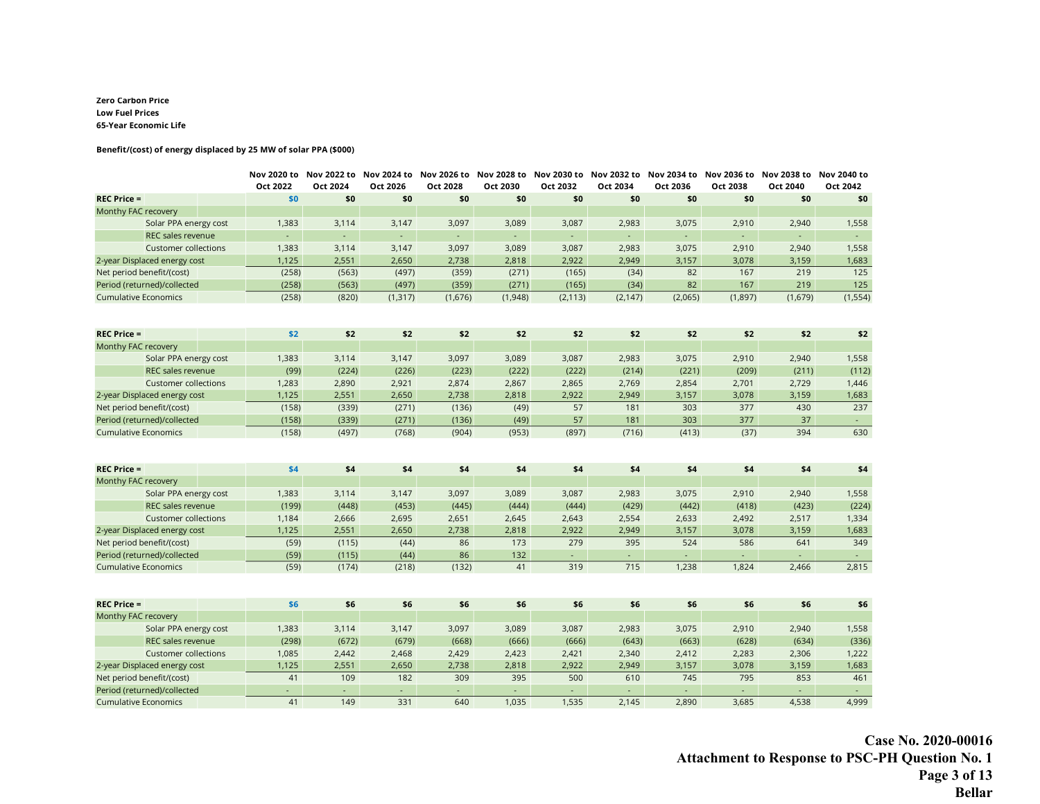**Zero Carbon Price**
**Low Fuel Prices**
**65-Year Economic Life**

**Benefit/(cost) of energy displaced by 25 MW of solar PPA ($000)**

| | Nov 2020 to Oct 2022 | Nov 2022 to Oct 2024 | Nov 2024 to Oct 2026 | Nov 2026 to Oct 2028 | Nov 2028 to Oct 2030 | Nov 2030 to Oct 2032 | Nov 2032 to Oct 2034 | Nov 2034 to Oct 2036 | Nov 2036 to Oct 2038 | Nov 2038 to Oct 2040 | Nov 2040 to Oct 2042 |
|---|---|---|---|---|---|---|---|---|---|---|---|
| **REC Price =** | $0 | $0 | $0 | $0 | $0 | $0 | $0 | $0 | $0 | $0 | $0 |
| Monthy FAC recovery | | | | | | | | | | | |
| Solar PPA energy cost | 1,383 | 3,114 | 3,147 | 3,097 | 3,089 | 3,087 | 2,983 | 3,075 | 2,910 | 2,940 | 1,558 |
| REC sales revenue | - | - | - | - | - | - | - | - | - | - | - |
| Customer collections | 1,383 | 3,114 | 3,147 | 3,097 | 3,089 | 3,087 | 2,983 | 3,075 | 2,910 | 2,940 | 1,558 |
| 2-year Displaced energy cost | 1,125 | 2,551 | 2,650 | 2,738 | 2,818 | 2,922 | 2,949 | 3,157 | 3,078 | 3,159 | 1,683 |
| Net period benefit/(cost) | (258) | (563) | (497) | (359) | (271) | (165) | (34) | 82 | 167 | 219 | 125 |
| Period (returned)/collected | (258) | (563) | (497) | (359) | (271) | (165) | (34) | 82 | 167 | 219 | 125 |
| Cumulative Economics | (258) | (820) | (1,317) | (1,676) | (1,948) | (2,113) | (2,147) | (2,065) | (1,897) | (1,679) | (1,554) |

| | Nov 2020 to Oct 2022 | Nov 2022 to Oct 2024 | Nov 2024 to Oct 2026 | Nov 2026 to Oct 2028 | Nov 2028 to Oct 2030 | Nov 2030 to Oct 2032 | Nov 2032 to Oct 2034 | Nov 2034 to Oct 2036 | Nov 2036 to Oct 2038 | Nov 2038 to Oct 2040 | Nov 2040 to Oct 2042 |
|---|---|---|---|---|---|---|---|---|---|---|---|
| **REC Price =** | $2 | $2 | $2 | $2 | $2 | $2 | $2 | $2 | $2 | $2 | $2 |
| Monthy FAC recovery | | | | | | | | | | | |
| Solar PPA energy cost | 1,383 | 3,114 | 3,147 | 3,097 | 3,089 | 3,087 | 2,983 | 3,075 | 2,910 | 2,940 | 1,558 |
| REC sales revenue | (99) | (224) | (226) | (223) | (222) | (222) | (214) | (221) | (209) | (211) | (112) |
| Customer collections | 1,283 | 2,890 | 2,921 | 2,874 | 2,867 | 2,865 | 2,769 | 2,854 | 2,701 | 2,729 | 1,446 |
| 2-year Displaced energy cost | 1,125 | 2,551 | 2,650 | 2,738 | 2,818 | 2,922 | 2,949 | 3,157 | 3,078 | 3,159 | 1,683 |
| Net period benefit/(cost) | (158) | (339) | (271) | (136) | (49) | 57 | 181 | 303 | 377 | 430 | 237 |
| Period (returned)/collected | (158) | (339) | (271) | (136) | (49) | 57 | 181 | 303 | 377 | 37 | - |
| Cumulative Economics | (158) | (497) | (768) | (904) | (953) | (897) | (716) | (413) | (37) | 394 | 630 |

| | Nov 2020 to Oct 2022 | Nov 2022 to Oct 2024 | Nov 2024 to Oct 2026 | Nov 2026 to Oct 2028 | Nov 2028 to Oct 2030 | Nov 2030 to Oct 2032 | Nov 2032 to Oct 2034 | Nov 2034 to Oct 2036 | Nov 2036 to Oct 2038 | Nov 2038 to Oct 2040 | Nov 2040 to Oct 2042 |
|---|---|---|---|---|---|---|---|---|---|---|---|
| **REC Price =** | $4 | $4 | $4 | $4 | $4 | $4 | $4 | $4 | $4 | $4 | $4 |
| Monthy FAC recovery | | | | | | | | | | | |
| Solar PPA energy cost | 1,383 | 3,114 | 3,147 | 3,097 | 3,089 | 3,087 | 2,983 | 3,075 | 2,910 | 2,940 | 1,558 |
| REC sales revenue | (199) | (448) | (453) | (445) | (444) | (444) | (429) | (442) | (418) | (423) | (224) |
| Customer collections | 1,184 | 2,666 | 2,695 | 2,651 | 2,645 | 2,643 | 2,554 | 2,633 | 2,492 | 2,517 | 1,334 |
| 2-year Displaced energy cost | 1,125 | 2,551 | 2,650 | 2,738 | 2,818 | 2,922 | 2,949 | 3,157 | 3,078 | 3,159 | 1,683 |
| Net period benefit/(cost) | (59) | (115) | (44) | 86 | 173 | 279 | 395 | 524 | 586 | 641 | 349 |
| Period (returned)/collected | (59) | (115) | (44) | 86 | 132 | - | - | - | - | - | - |
| Cumulative Economics | (59) | (174) | (218) | (132) | 41 | 319 | 715 | 1,238 | 1,824 | 2,466 | 2,815 |

| | Nov 2020 to Oct 2022 | Nov 2022 to Oct 2024 | Nov 2024 to Oct 2026 | Nov 2026 to Oct 2028 | Nov 2028 to Oct 2030 | Nov 2030 to Oct 2032 | Nov 2032 to Oct 2034 | Nov 2034 to Oct 2036 | Nov 2036 to Oct 2038 | Nov 2038 to Oct 2040 | Nov 2040 to Oct 2042 |
|---|---|---|---|---|---|---|---|---|---|---|---|
| **REC Price =** | $6 | $6 | $6 | $6 | $6 | $6 | $6 | $6 | $6 | $6 | $6 |
| Monthy FAC recovery | | | | | | | | | | | |
| Solar PPA energy cost | 1,383 | 3,114 | 3,147 | 3,097 | 3,089 | 3,087 | 2,983 | 3,075 | 2,910 | 2,940 | 1,558 |
| REC sales revenue | (298) | (672) | (679) | (668) | (666) | (666) | (643) | (663) | (628) | (634) | (336) |
| Customer collections | 1,085 | 2,442 | 2,468 | 2,429 | 2,423 | 2,421 | 2,340 | 2,412 | 2,283 | 2,306 | 1,222 |
| 2-year Displaced energy cost | 1,125 | 2,551 | 2,650 | 2,738 | 2,818 | 2,922 | 2,949 | 3,157 | 3,078 | 3,159 | 1,683 |
| Net period benefit/(cost) | 41 | 109 | 182 | 309 | 395 | 500 | 610 | 745 | 795 | 853 | 461 |
| Period (returned)/collected | - | - | - | - | - | - | - | - | - | - | - |
| Cumulative Economics | 41 | 149 | 331 | 640 | 1,035 | 1,535 | 2,145 | 2,890 | 3,685 | 4,538 | 4,999 |

**Case No. 2020-00016**
**Attachment to Response to PSC-PH Question No. 1**
**Page 3 of 13**
**Bellar**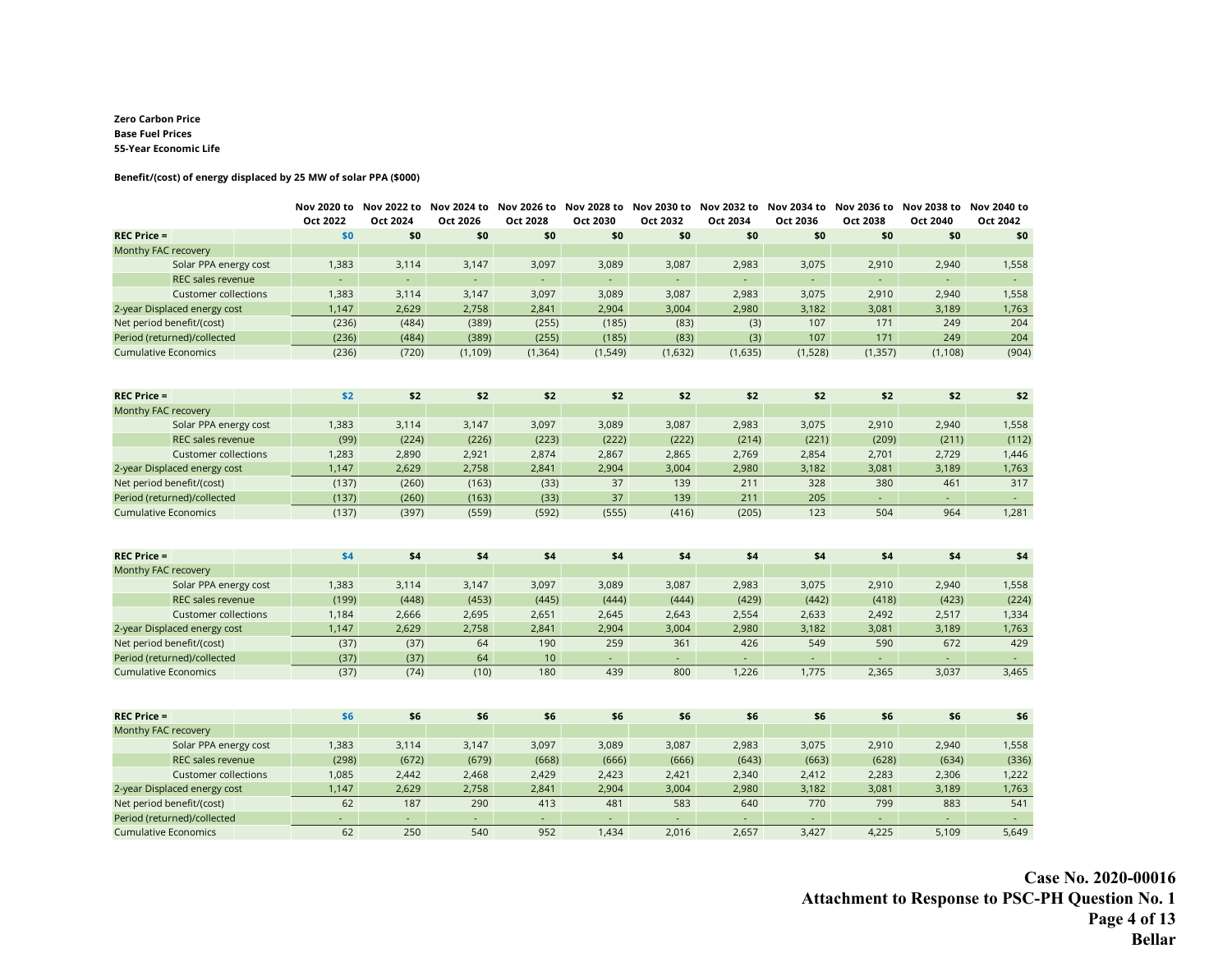**Zero Carbon Price**
**Base Fuel Prices**
**55-Year Economic Life**

**Benefit/(cost) of energy displaced by 25 MW of solar PPA ($000)**

| | Nov 2020 to Oct 2022 | Nov 2022 to Oct 2024 | Nov 2024 to Oct 2026 | Nov 2026 to Oct 2028 | Nov 2028 to Oct 2030 | Nov 2030 to Oct 2032 | Nov 2032 to Oct 2034 | Nov 2034 to Oct 2036 | Nov 2036 to Oct 2038 | Nov 2038 to Oct 2040 | Nov 2040 to Oct 2042 |
|---|---|---|---|---|---|---|---|---|---|---|---|
| **REC Price =** | **$0** | **$0** | **$0** | **$0** | **$0** | **$0** | **$0** | **$0** | **$0** | **$0** | **$0** |
| Monthy FAC recovery | | | | | | | | | | | |
| Solar PPA energy cost | 1,383 | 3,114 | 3,147 | 3,097 | 3,089 | 3,087 | 2,983 | 3,075 | 2,910 | 2,940 | 1,558 |
| REC sales revenue | - | - | - | - | - | - | - | - | - | - | - |
| Customer collections | 1,383 | 3,114 | 3,147 | 3,097 | 3,089 | 3,087 | 2,983 | 3,075 | 2,910 | 2,940 | 1,558 |
| 2-year Displaced energy cost | 1,147 | 2,629 | 2,758 | 2,841 | 2,904 | 3,004 | 2,980 | 3,182 | 3,081 | 3,189 | 1,763 |
| Net period benefit/(cost) | (236) | (484) | (389) | (255) | (185) | (83) | (3) | 107 | 171 | 249 | 204 |
| Period (returned)/collected | (236) | (484) | (389) | (255) | (185) | (83) | (3) | 107 | 171 | 249 | 204 |
| Cumulative Economics | (236) | (720) | (1,109) | (1,364) | (1,549) | (1,632) | (1,635) | (1,528) | (1,357) | (1,108) | (904) |

| | | | | | | | | | | | |
|---|---|---|---|---|---|---|---|---|---|---|---|
| **REC Price =** | **$2** | **$2** | **$2** | **$2** | **$2** | **$2** | **$2** | **$2** | **$2** | **$2** | **$2** |
| Monthy FAC recovery | | | | | | | | | | | |
| Solar PPA energy cost | 1,383 | 3,114 | 3,147 | 3,097 | 3,089 | 3,087 | 2,983 | 3,075 | 2,910 | 2,940 | 1,558 |
| REC sales revenue | (99) | (224) | (226) | (223) | (222) | (222) | (214) | (221) | (209) | (211) | (112) |
| Customer collections | 1,283 | 2,890 | 2,921 | 2,874 | 2,867 | 2,865 | 2,769 | 2,854 | 2,701 | 2,729 | 1,446 |
| 2-year Displaced energy cost | 1,147 | 2,629 | 2,758 | 2,841 | 2,904 | 3,004 | 2,980 | 3,182 | 3,081 | 3,189 | 1,763 |
| Net period benefit/(cost) | (137) | (260) | (163) | (33) | 37 | 139 | 211 | 328 | 380 | 461 | 317 |
| Period (returned)/collected | (137) | (260) | (163) | (33) | 37 | 139 | 211 | 205 | - | - | - |
| Cumulative Economics | (137) | (397) | (559) | (592) | (555) | (416) | (205) | 123 | 504 | 964 | 1,281 |

| | | | | | | | | | | | |
|---|---|---|---|---|---|---|---|---|---|---|---|
| **REC Price =** | **$4** | **$4** | **$4** | **$4** | **$4** | **$4** | **$4** | **$4** | **$4** | **$4** | **$4** |
| Monthy FAC recovery | | | | | | | | | | | |
| Solar PPA energy cost | 1,383 | 3,114 | 3,147 | 3,097 | 3,089 | 3,087 | 2,983 | 3,075 | 2,910 | 2,940 | 1,558 |
| REC sales revenue | (199) | (448) | (453) | (445) | (444) | (444) | (429) | (442) | (418) | (423) | (224) |
| Customer collections | 1,184 | 2,666 | 2,695 | 2,651 | 2,645 | 2,643 | 2,554 | 2,633 | 2,492 | 2,517 | 1,334 |
| 2-year Displaced energy cost | 1,147 | 2,629 | 2,758 | 2,841 | 2,904 | 3,004 | 2,980 | 3,182 | 3,081 | 3,189 | 1,763 |
| Net period benefit/(cost) | (37) | (37) | 64 | 190 | 259 | 361 | 426 | 549 | 590 | 672 | 429 |
| Period (returned)/collected | (37) | (37) | 64 | 10 | - | - | - | - | - | - | - |
| Cumulative Economics | (37) | (74) | (10) | 180 | 439 | 800 | 1,226 | 1,775 | 2,365 | 3,037 | 3,465 |

| | | | | | | | | | | | |
|---|---|---|---|---|---|---|---|---|---|---|---|
| **REC Price =** | **$6** | **$6** | **$6** | **$6** | **$6** | **$6** | **$6** | **$6** | **$6** | **$6** | **$6** |
| Monthy FAC recovery | | | | | | | | | | | |
| Solar PPA energy cost | 1,383 | 3,114 | 3,147 | 3,097 | 3,089 | 3,087 | 2,983 | 3,075 | 2,910 | 2,940 | 1,558 |
| REC sales revenue | (298) | (672) | (679) | (668) | (666) | (666) | (643) | (663) | (628) | (634) | (336) |
| Customer collections | 1,085 | 2,442 | 2,468 | 2,429 | 2,423 | 2,421 | 2,340 | 2,412 | 2,283 | 2,306 | 1,222 |
| 2-year Displaced energy cost | 1,147 | 2,629 | 2,758 | 2,841 | 2,904 | 3,004 | 2,980 | 3,182 | 3,081 | 3,189 | 1,763 |
| Net period benefit/(cost) | 62 | 187 | 290 | 413 | 481 | 583 | 640 | 770 | 799 | 883 | 541 |
| Period (returned)/collected | - | - | - | - | - | - | - | - | - | - | - |
| Cumulative Economics | 62 | 250 | 540 | 952 | 1,434 | 2,016 | 2,657 | 3,427 | 4,225 | 5,109 | 5,649 |

**Case No. 2020-00016**
**Attachment to Response to PSC-PH Question No. 1**
**Page 4 of 13**
**Bellar**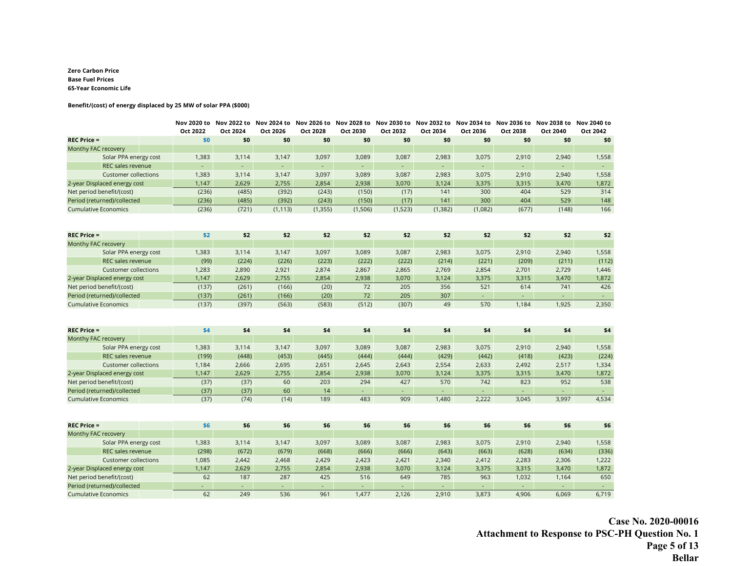**Zero Carbon Price**
**Base Fuel Prices**
**65-Year Economic Life**

**Benefit/(cost) of energy displaced by 25 MW of solar PPA ($000)**

| | Nov 2020 to Oct 2022 | Nov 2022 to Oct 2024 | Nov 2024 to Oct 2026 | Nov 2026 to Oct 2028 | Nov 2028 to Oct 2030 | Nov 2030 to Oct 2032 | Nov 2032 to Oct 2034 | Nov 2034 to Oct 2036 | Nov 2036 to Oct 2038 | Nov 2038 to Oct 2040 | Nov 2040 to Oct 2042 |
|---|---|---|---|---|---|---|---|---|---|---|---|
| **REC Price =** | $0 | $0 | $0 | $0 | $0 | $0 | $0 | $0 | $0 | $0 | $0 |
| Monthy FAC recovery | | | | | | | | | | | |
| Solar PPA energy cost | 1,383 | 3,114 | 3,147 | 3,097 | 3,089 | 3,087 | 2,983 | 3,075 | 2,910 | 2,940 | 1,558 |
| REC sales revenue | - | - | - | - | - | - | - | - | - | - | - |
| Customer collections | 1,383 | 3,114 | 3,147 | 3,097 | 3,089 | 3,087 | 2,983 | 3,075 | 2,910 | 2,940 | 1,558 |
| 2-year Displaced energy cost | 1,147 | 2,629 | 2,755 | 2,854 | 2,938 | 3,070 | 3,124 | 3,375 | 3,315 | 3,470 | 1,872 |
| Net period benefit/(cost) | (236) | (485) | (392) | (243) | (150) | (17) | 141 | 300 | 404 | 529 | 314 |
| Period (returned)/collected | (236) | (485) | (392) | (243) | (150) | (17) | 141 | 300 | 404 | 529 | 148 |
| Cumulative Economics | (236) | (721) | (1,113) | (1,355) | (1,506) | (1,523) | (1,382) | (1,082) | (677) | (148) | 166 |

| | Nov 2020 to Oct 2022 | Nov 2022 to Oct 2024 | Nov 2024 to Oct 2026 | Nov 2026 to Oct 2028 | Nov 2028 to Oct 2030 | Nov 2030 to Oct 2032 | Nov 2032 to Oct 2034 | Nov 2034 to Oct 2036 | Nov 2036 to Oct 2038 | Nov 2038 to Oct 2040 | Nov 2040 to Oct 2042 |
|---|---|---|---|---|---|---|---|---|---|---|---|
| **REC Price =** | $2 | $2 | $2 | $2 | $2 | $2 | $2 | $2 | $2 | $2 | $2 |
| Monthy FAC recovery | | | | | | | | | | | |
| Solar PPA energy cost | 1,383 | 3,114 | 3,147 | 3,097 | 3,089 | 3,087 | 2,983 | 3,075 | 2,910 | 2,940 | 1,558 |
| REC sales revenue | (99) | (224) | (226) | (223) | (222) | (222) | (214) | (221) | (209) | (211) | (112) |
| Customer collections | 1,283 | 2,890 | 2,921 | 2,874 | 2,867 | 2,865 | 2,769 | 2,854 | 2,701 | 2,729 | 1,446 |
| 2-year Displaced energy cost | 1,147 | 2,629 | 2,755 | 2,854 | 2,938 | 3,070 | 3,124 | 3,375 | 3,315 | 3,470 | 1,872 |
| Net period benefit/(cost) | (137) | (261) | (166) | (20) | 72 | 205 | 356 | 521 | 614 | 741 | 426 |
| Period (returned)/collected | (137) | (261) | (166) | (20) | 72 | 205 | 307 | - | - | - | - |
| Cumulative Economics | (137) | (397) | (563) | (583) | (512) | (307) | 49 | 570 | 1,184 | 1,925 | 2,350 |

| | Nov 2020 to Oct 2022 | Nov 2022 to Oct 2024 | Nov 2024 to Oct 2026 | Nov 2026 to Oct 2028 | Nov 2028 to Oct 2030 | Nov 2030 to Oct 2032 | Nov 2032 to Oct 2034 | Nov 2034 to Oct 2036 | Nov 2036 to Oct 2038 | Nov 2038 to Oct 2040 | Nov 2040 to Oct 2042 |
|---|---|---|---|---|---|---|---|---|---|---|---|
| **REC Price =** | $4 | $4 | $4 | $4 | $4 | $4 | $4 | $4 | $4 | $4 | $4 |
| Monthy FAC recovery | | | | | | | | | | | |
| Solar PPA energy cost | 1,383 | 3,114 | 3,147 | 3,097 | 3,089 | 3,087 | 2,983 | 3,075 | 2,910 | 2,940 | 1,558 |
| REC sales revenue | (199) | (448) | (453) | (445) | (444) | (444) | (429) | (442) | (418) | (423) | (224) |
| Customer collections | 1,184 | 2,666 | 2,695 | 2,651 | 2,645 | 2,643 | 2,554 | 2,633 | 2,492 | 2,517 | 1,334 |
| 2-year Displaced energy cost | 1,147 | 2,629 | 2,755 | 2,854 | 2,938 | 3,070 | 3,124 | 3,375 | 3,315 | 3,470 | 1,872 |
| Net period benefit/(cost) | (37) | (37) | 60 | 203 | 294 | 427 | 570 | 742 | 823 | 952 | 538 |
| Period (returned)/collected | (37) | (37) | 60 | 14 | - | - | - | - | - | - | - |
| Cumulative Economics | (37) | (74) | (14) | 189 | 483 | 909 | 1,480 | 2,222 | 3,045 | 3,997 | 4,534 |

| | Nov 2020 to Oct 2022 | Nov 2022 to Oct 2024 | Nov 2024 to Oct 2026 | Nov 2026 to Oct 2028 | Nov 2028 to Oct 2030 | Nov 2030 to Oct 2032 | Nov 2032 to Oct 2034 | Nov 2034 to Oct 2036 | Nov 2036 to Oct 2038 | Nov 2038 to Oct 2040 | Nov 2040 to Oct 2042 |
|---|---|---|---|---|---|---|---|---|---|---|---|
| **REC Price =** | $6 | $6 | $6 | $6 | $6 | $6 | $6 | $6 | $6 | $6 | $6 |
| Monthy FAC recovery | | | | | | | | | | | |
| Solar PPA energy cost | 1,383 | 3,114 | 3,147 | 3,097 | 3,089 | 3,087 | 2,983 | 3,075 | 2,910 | 2,940 | 1,558 |
| REC sales revenue | (298) | (672) | (679) | (668) | (666) | (666) | (643) | (663) | (628) | (634) | (336) |
| Customer collections | 1,085 | 2,442 | 2,468 | 2,429 | 2,423 | 2,421 | 2,340 | 2,412 | 2,283 | 2,306 | 1,222 |
| 2-year Displaced energy cost | 1,147 | 2,629 | 2,755 | 2,854 | 2,938 | 3,070 | 3,124 | 3,375 | 3,315 | 3,470 | 1,872 |
| Net period benefit/(cost) | 62 | 187 | 287 | 425 | 516 | 649 | 785 | 963 | 1,032 | 1,164 | 650 |
| Period (returned)/collected | - | - | - | - | - | - | - | - | - | - | - |
| Cumulative Economics | 62 | 249 | 536 | 961 | 1,477 | 2,126 | 2,910 | 3,873 | 4,906 | 6,069 | 6,719 |

**Case No. 2020-00016**
**Attachment to Response to PSC-PH Question No. 1**
**Page 5 of 13**
**Bellar**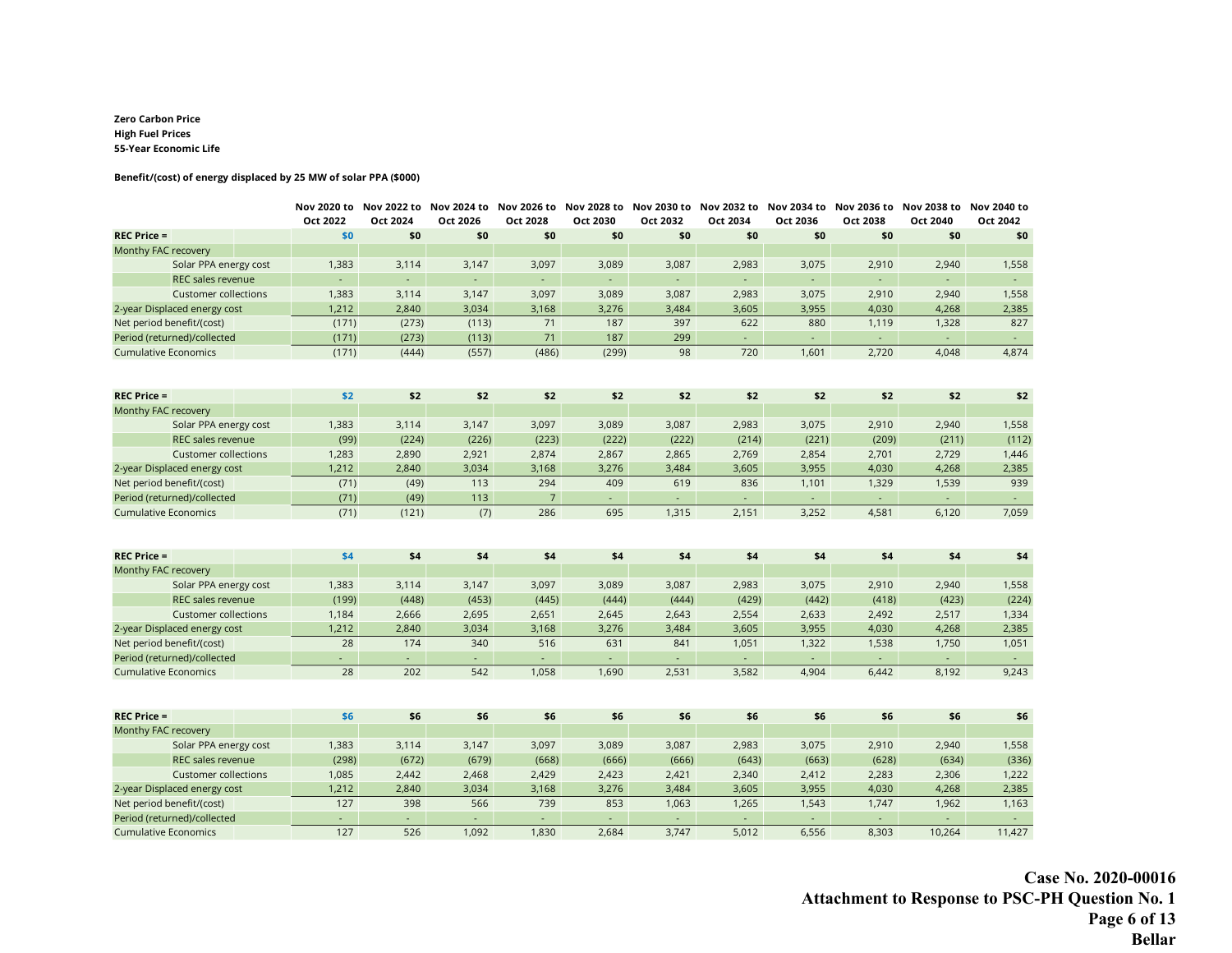**Zero Carbon Price**
**High Fuel Prices**
**55-Year Economic Life**

**Benefit/(cost) of energy displaced by 25 MW of solar PPA ($000)**

| | Nov 2020 to Oct 2022 | Nov 2022 to Oct 2024 | Nov 2024 to Oct 2026 | Nov 2026 to Oct 2028 | Nov 2028 to Oct 2030 | Nov 2030 to Oct 2032 | Nov 2032 to Oct 2034 | Nov 2034 to Oct 2036 | Nov 2036 to Oct 2038 | Nov 2038 to Oct 2040 | Nov 2040 to Oct 2042 |
|---|---|---|---|---|---|---|---|---|---|---|---|
| **REC Price =** | $0 | $0 | $0 | $0 | $0 | $0 | $0 | $0 | $0 | $0 | $0 |
| Monthy FAC recovery | | | | | | | | | | | |
| Solar PPA energy cost | 1,383 | 3,114 | 3,147 | 3,097 | 3,089 | 3,087 | 2,983 | 3,075 | 2,910 | 2,940 | 1,558 |
| REC sales revenue | - | - | - | - | - | - | - | - | - | - | - |
| Customer collections | 1,383 | 3,114 | 3,147 | 3,097 | 3,089 | 3,087 | 2,983 | 3,075 | 2,910 | 2,940 | 1,558 |
| 2-year Displaced energy cost | 1,212 | 2,840 | 3,034 | 3,168 | 3,276 | 3,484 | 3,605 | 3,955 | 4,030 | 4,268 | 2,385 |
| Net period benefit/(cost) | (171) | (273) | (113) | 71 | 187 | 397 | 622 | 880 | 1,119 | 1,328 | 827 |
| Period (returned)/collected | (171) | (273) | (113) | 71 | 187 | 299 | - | - | - | - | - |
| Cumulative Economics | (171) | (444) | (557) | (486) | (299) | 98 | 720 | 1,601 | 2,720 | 4,048 | 4,874 |

| | Nov 2020 to Oct 2022 | Nov 2022 to Oct 2024 | Nov 2024 to Oct 2026 | Nov 2026 to Oct 2028 | Nov 2028 to Oct 2030 | Nov 2030 to Oct 2032 | Nov 2032 to Oct 2034 | Nov 2034 to Oct 2036 | Nov 2036 to Oct 2038 | Nov 2038 to Oct 2040 | Nov 2040 to Oct 2042 |
|---|---|---|---|---|---|---|---|---|---|---|---|
| **REC Price =** | $2 | $2 | $2 | $2 | $2 | $2 | $2 | $2 | $2 | $2 | $2 |
| Monthy FAC recovery | | | | | | | | | | | |
| Solar PPA energy cost | 1,383 | 3,114 | 3,147 | 3,097 | 3,089 | 3,087 | 2,983 | 3,075 | 2,910 | 2,940 | 1,558 |
| REC sales revenue | (99) | (224) | (226) | (223) | (222) | (222) | (214) | (221) | (209) | (211) | (112) |
| Customer collections | 1,283 | 2,890 | 2,921 | 2,874 | 2,867 | 2,865 | 2,769 | 2,854 | 2,701 | 2,729 | 1,446 |
| 2-year Displaced energy cost | 1,212 | 2,840 | 3,034 | 3,168 | 3,276 | 3,484 | 3,605 | 3,955 | 4,030 | 4,268 | 2,385 |
| Net period benefit/(cost) | (71) | (49) | 113 | 294 | 409 | 619 | 836 | 1,101 | 1,329 | 1,539 | 939 |
| Period (returned)/collected | (71) | (49) | 113 | 7 | - | - | - | - | - | - | - |
| Cumulative Economics | (71) | (121) | (7) | 286 | 695 | 1,315 | 2,151 | 3,252 | 4,581 | 6,120 | 7,059 |

| | Nov 2020 to Oct 2022 | Nov 2022 to Oct 2024 | Nov 2024 to Oct 2026 | Nov 2026 to Oct 2028 | Nov 2028 to Oct 2030 | Nov 2030 to Oct 2032 | Nov 2032 to Oct 2034 | Nov 2034 to Oct 2036 | Nov 2036 to Oct 2038 | Nov 2038 to Oct 2040 | Nov 2040 to Oct 2042 |
|---|---|---|---|---|---|---|---|---|---|---|---|
| **REC Price =** | $4 | $4 | $4 | $4 | $4 | $4 | $4 | $4 | $4 | $4 | $4 |
| Monthy FAC recovery | | | | | | | | | | | |
| Solar PPA energy cost | 1,383 | 3,114 | 3,147 | 3,097 | 3,089 | 3,087 | 2,983 | 3,075 | 2,910 | 2,940 | 1,558 |
| REC sales revenue | (199) | (448) | (453) | (445) | (444) | (444) | (429) | (442) | (418) | (423) | (224) |
| Customer collections | 1,184 | 2,666 | 2,695 | 2,651 | 2,645 | 2,643 | 2,554 | 2,633 | 2,492 | 2,517 | 1,334 |
| 2-year Displaced energy cost | 1,212 | 2,840 | 3,034 | 3,168 | 3,276 | 3,484 | 3,605 | 3,955 | 4,030 | 4,268 | 2,385 |
| Net period benefit/(cost) | 28 | 174 | 340 | 516 | 631 | 841 | 1,051 | 1,322 | 1,538 | 1,750 | 1,051 |
| Period (returned)/collected | - | - | - | - | - | - | - | - | - | - | - |
| Cumulative Economics | 28 | 202 | 542 | 1,058 | 1,690 | 2,531 | 3,582 | 4,904 | 6,442 | 8,192 | 9,243 |

| | Nov 2020 to Oct 2022 | Nov 2022 to Oct 2024 | Nov 2024 to Oct 2026 | Nov 2026 to Oct 2028 | Nov 2028 to Oct 2030 | Nov 2030 to Oct 2032 | Nov 2032 to Oct 2034 | Nov 2034 to Oct 2036 | Nov 2036 to Oct 2038 | Nov 2038 to Oct 2040 | Nov 2040 to Oct 2042 |
|---|---|---|---|---|---|---|---|---|---|---|---|
| **REC Price =** | $6 | $6 | $6 | $6 | $6 | $6 | $6 | $6 | $6 | $6 | $6 |
| Monthy FAC recovery | | | | | | | | | | | |
| Solar PPA energy cost | 1,383 | 3,114 | 3,147 | 3,097 | 3,089 | 3,087 | 2,983 | 3,075 | 2,910 | 2,940 | 1,558 |
| REC sales revenue | (298) | (672) | (679) | (668) | (666) | (666) | (643) | (663) | (628) | (634) | (336) |
| Customer collections | 1,085 | 2,442 | 2,468 | 2,429 | 2,423 | 2,421 | 2,340 | 2,412 | 2,283 | 2,306 | 1,222 |
| 2-year Displaced energy cost | 1,212 | 2,840 | 3,034 | 3,168 | 3,276 | 3,484 | 3,605 | 3,955 | 4,030 | 4,268 | 2,385 |
| Net period benefit/(cost) | 127 | 398 | 566 | 739 | 853 | 1,063 | 1,265 | 1,543 | 1,747 | 1,962 | 1,163 |
| Period (returned)/collected | - | - | - | - | - | - | - | - | - | - | - |
| Cumulative Economics | 127 | 526 | 1,092 | 1,830 | 2,684 | 3,747 | 5,012 | 6,556 | 8,303 | 10,264 | 11,427 |

**Case No. 2020-00016**
**Attachment to Response to PSC-PH Question No. 1**
**Page 6 of 13**
**Bellar**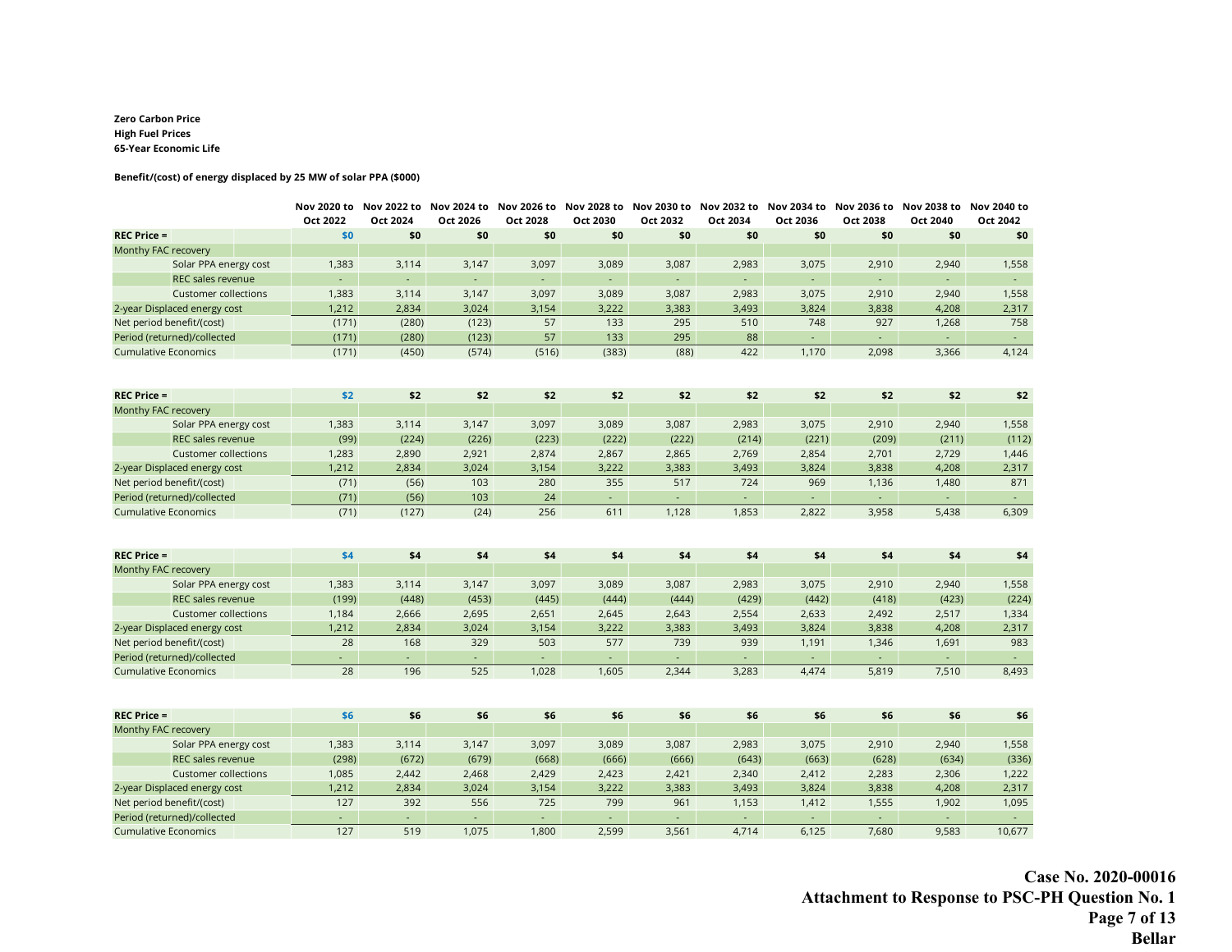**Zero Carbon Price**
**High Fuel Prices**
**65-Year Economic Life**

**Benefit/(cost) of energy displaced by 25 MW of solar PPA ($000)**

| | Nov 2020 to Oct 2022 | Nov 2022 to Oct 2024 | Nov 2024 to Oct 2026 | Nov 2026 to Oct 2028 | Nov 2028 to Oct 2030 | Nov 2030 to Oct 2032 | Nov 2032 to Oct 2034 | Nov 2034 to Oct 2036 | Nov 2036 to Oct 2038 | Nov 2038 to Oct 2040 | Nov 2040 to Oct 2042 |
|---|---|---|---|---|---|---|---|---|---|---|---|
| **REC Price =** | $0 | $0 | $0 | $0 | $0 | $0 | $0 | $0 | $0 | $0 | $0 |
| Monthy FAC recovery | | | | | | | | | | | |
| Solar PPA energy cost | 1,383 | 3,114 | 3,147 | 3,097 | 3,089 | 3,087 | 2,983 | 3,075 | 2,910 | 2,940 | 1,558 |
| REC sales revenue | - | - | - | - | - | - | - | - | - | - | - |
| Customer collections | 1,383 | 3,114 | 3,147 | 3,097 | 3,089 | 3,087 | 2,983 | 3,075 | 2,910 | 2,940 | 1,558 |
| 2-year Displaced energy cost | 1,212 | 2,834 | 3,024 | 3,154 | 3,222 | 3,383 | 3,493 | 3,824 | 3,838 | 4,208 | 2,317 |
| Net period benefit/(cost) | (171) | (280) | (123) | 57 | 133 | 295 | 510 | 748 | 927 | 1,268 | 758 |
| Period (returned)/collected | (171) | (280) | (123) | 57 | 133 | 295 | 88 | - | - | - | - |
| Cumulative Economics | (171) | (450) | (574) | (516) | (383) | (88) | 422 | 1,170 | 2,098 | 3,366 | 4,124 |

| | Nov 2020 to Oct 2022 | Nov 2022 to Oct 2024 | Nov 2024 to Oct 2026 | Nov 2026 to Oct 2028 | Nov 2028 to Oct 2030 | Nov 2030 to Oct 2032 | Nov 2032 to Oct 2034 | Nov 2034 to Oct 2036 | Nov 2036 to Oct 2038 | Nov 2038 to Oct 2040 | Nov 2040 to Oct 2042 |
|---|---|---|---|---|---|---|---|---|---|---|---|
| **REC Price =** | $2 | $2 | $2 | $2 | $2 | $2 | $2 | $2 | $2 | $2 | $2 |
| Monthy FAC recovery | | | | | | | | | | | |
| Solar PPA energy cost | 1,383 | 3,114 | 3,147 | 3,097 | 3,089 | 3,087 | 2,983 | 3,075 | 2,910 | 2,940 | 1,558 |
| REC sales revenue | (99) | (224) | (226) | (223) | (222) | (222) | (214) | (221) | (209) | (211) | (112) |
| Customer collections | 1,283 | 2,890 | 2,921 | 2,874 | 2,867 | 2,865 | 2,769 | 2,854 | 2,701 | 2,729 | 1,446 |
| 2-year Displaced energy cost | 1,212 | 2,834 | 3,024 | 3,154 | 3,222 | 3,383 | 3,493 | 3,824 | 3,838 | 4,208 | 2,317 |
| Net period benefit/(cost) | (71) | (56) | 103 | 280 | 355 | 517 | 724 | 969 | 1,136 | 1,480 | 871 |
| Period (returned)/collected | (71) | (56) | 103 | 24 | - | - | - | - | - | - | - |
| Cumulative Economics | (71) | (127) | (24) | 256 | 611 | 1,128 | 1,853 | 2,822 | 3,958 | 5,438 | 6,309 |

| | Nov 2020 to Oct 2022 | Nov 2022 to Oct 2024 | Nov 2024 to Oct 2026 | Nov 2026 to Oct 2028 | Nov 2028 to Oct 2030 | Nov 2030 to Oct 2032 | Nov 2032 to Oct 2034 | Nov 2034 to Oct 2036 | Nov 2036 to Oct 2038 | Nov 2038 to Oct 2040 | Nov 2040 to Oct 2042 |
|---|---|---|---|---|---|---|---|---|---|---|---|
| **REC Price =** | $4 | $4 | $4 | $4 | $4 | $4 | $4 | $4 | $4 | $4 | $4 |
| Monthy FAC recovery | | | | | | | | | | | |
| Solar PPA energy cost | 1,383 | 3,114 | 3,147 | 3,097 | 3,089 | 3,087 | 2,983 | 3,075 | 2,910 | 2,940 | 1,558 |
| REC sales revenue | (199) | (448) | (453) | (445) | (444) | (444) | (429) | (442) | (418) | (423) | (224) |
| Customer collections | 1,184 | 2,666 | 2,695 | 2,651 | 2,645 | 2,643 | 2,554 | 2,633 | 2,492 | 2,517 | 1,334 |
| 2-year Displaced energy cost | 1,212 | 2,834 | 3,024 | 3,154 | 3,222 | 3,383 | 3,493 | 3,824 | 3,838 | 4,208 | 2,317 |
| Net period benefit/(cost) | 28 | 168 | 329 | 503 | 577 | 739 | 939 | 1,191 | 1,346 | 1,691 | 983 |
| Period (returned)/collected | - | - | - | - | - | - | - | - | - | - | - |
| Cumulative Economics | 28 | 196 | 525 | 1,028 | 1,605 | 2,344 | 3,283 | 4,474 | 5,819 | 7,510 | 8,493 |

| | Nov 2020 to Oct 2022 | Nov 2022 to Oct 2024 | Nov 2024 to Oct 2026 | Nov 2026 to Oct 2028 | Nov 2028 to Oct 2030 | Nov 2030 to Oct 2032 | Nov 2032 to Oct 2034 | Nov 2034 to Oct 2036 | Nov 2036 to Oct 2038 | Nov 2038 to Oct 2040 | Nov 2040 to Oct 2042 |
|---|---|---|---|---|---|---|---|---|---|---|---|
| **REC Price =** | $6 | $6 | $6 | $6 | $6 | $6 | $6 | $6 | $6 | $6 | $6 |
| Monthy FAC recovery | | | | | | | | | | | |
| Solar PPA energy cost | 1,383 | 3,114 | 3,147 | 3,097 | 3,089 | 3,087 | 2,983 | 3,075 | 2,910 | 2,940 | 1,558 |
| REC sales revenue | (298) | (672) | (679) | (668) | (666) | (666) | (643) | (663) | (628) | (634) | (336) |
| Customer collections | 1,085 | 2,442 | 2,468 | 2,429 | 2,423 | 2,421 | 2,340 | 2,412 | 2,283 | 2,306 | 1,222 |
| 2-year Displaced energy cost | 1,212 | 2,834 | 3,024 | 3,154 | 3,222 | 3,383 | 3,493 | 3,824 | 3,838 | 4,208 | 2,317 |
| Net period benefit/(cost) | 127 | 392 | 556 | 725 | 799 | 961 | 1,153 | 1,412 | 1,555 | 1,902 | 1,095 |
| Period (returned)/collected | - | - | - | - | - | - | - | - | - | - | - |
| Cumulative Economics | 127 | 519 | 1,075 | 1,800 | 2,599 | 3,561 | 4,714 | 6,125 | 7,680 | 9,583 | 10,677 |

**Case No. 2020-00016**
**Attachment to Response to PSC-PH Question No. 1**
**Bellar**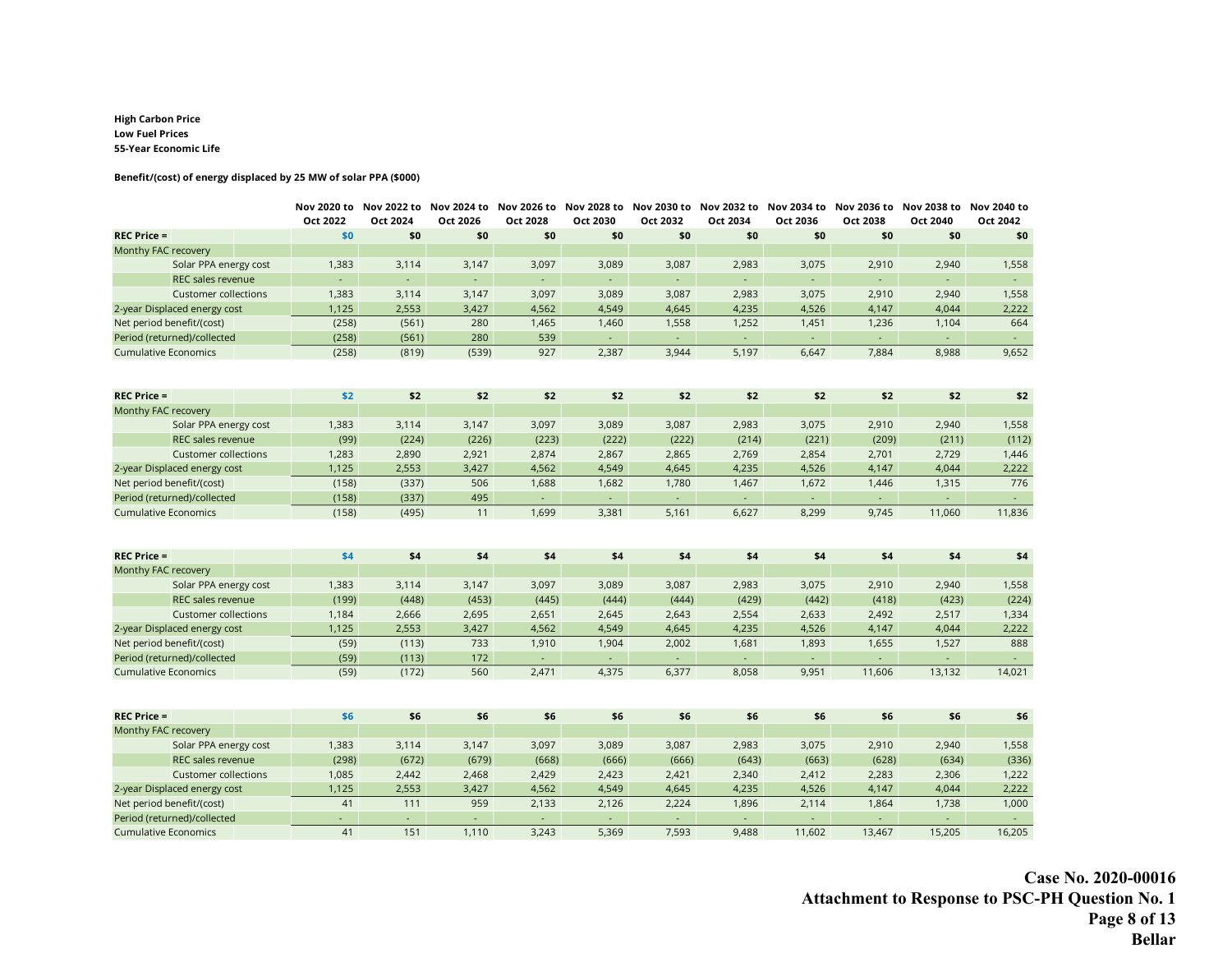**High Carbon Price**
**Low Fuel Prices**
**55-Year Economic Life**

**Benefit/(cost) of energy displaced by 25 MW of solar PPA ($000)**

| | Nov 2020 to Oct 2022 | Nov 2022 to Oct 2024 | Nov 2024 to Oct 2026 | Nov 2026 to Oct 2028 | Nov 2028 to Oct 2030 | Nov 2030 to Oct 2032 | Nov 2032 to Oct 2034 | Nov 2034 to Oct 2036 | Nov 2036 to Oct 2038 | Nov 2038 to Oct 2040 | Nov 2040 to Oct 2042 |
|---|---|---|---|---|---|---|---|---|---|---|---|
| **REC Price =** | $0 | $0 | $0 | $0 | $0 | $0 | $0 | $0 | $0 | $0 | $0 |
| Monthy FAC recovery | | | | | | | | | | | |
| Solar PPA energy cost | 1,383 | 3,114 | 3,147 | 3,097 | 3,089 | 3,087 | 2,983 | 3,075 | 2,910 | 2,940 | 1,558 |
| REC sales revenue | - | - | - | - | - | - | - | - | - | - | - |
| Customer collections | 1,383 | 3,114 | 3,147 | 3,097 | 3,089 | 3,087 | 2,983 | 3,075 | 2,910 | 2,940 | 1,558 |
| 2-year Displaced energy cost | 1,125 | 2,553 | 3,427 | 4,562 | 4,549 | 4,645 | 4,235 | 4,526 | 4,147 | 4,044 | 2,222 |
| Net period benefit/(cost) | (258) | (561) | 280 | 1,465 | 1,460 | 1,558 | 1,252 | 1,451 | 1,236 | 1,104 | 664 |
| Period (returned)/collected | (258) | (561) | 280 | 539 | - | - | - | - | - | - | - |
| Cumulative Economics | (258) | (819) | (539) | 927 | 2,387 | 3,944 | 5,197 | 6,647 | 7,884 | 8,988 | 9,652 |

| | | | | | | | | | | | |
|---|---|---|---|---|---|---|---|---|---|---|---|
| **REC Price =** | $2 | $2 | $2 | $2 | $2 | $2 | $2 | $2 | $2 | $2 | $2 |
| Monthy FAC recovery | | | | | | | | | | | |
| Solar PPA energy cost | 1,383 | 3,114 | 3,147 | 3,097 | 3,089 | 3,087 | 2,983 | 3,075 | 2,910 | 2,940 | 1,558 |
| REC sales revenue | (99) | (224) | (226) | (223) | (222) | (222) | (214) | (221) | (209) | (211) | (112) |
| Customer collections | 1,283 | 2,890 | 2,921 | 2,874 | 2,867 | 2,865 | 2,769 | 2,854 | 2,701 | 2,729 | 1,446 |
| 2-year Displaced energy cost | 1,125 | 2,553 | 3,427 | 4,562 | 4,549 | 4,645 | 4,235 | 4,526 | 4,147 | 4,044 | 2,222 |
| Net period benefit/(cost) | (158) | (337) | 506 | 1,688 | 1,682 | 1,780 | 1,467 | 1,672 | 1,446 | 1,315 | 776 |
| Period (returned)/collected | (158) | (337) | 495 | - | - | - | - | - | - | - | - |
| Cumulative Economics | (158) | (495) | 11 | 1,699 | 3,381 | 5,161 | 6,627 | 8,299 | 9,745 | 11,060 | 11,836 |

| | | | | | | | | | | | |
|---|---|---|---|---|---|---|---|---|---|---|---|
| **REC Price =** | $4 | $4 | $4 | $4 | $4 | $4 | $4 | $4 | $4 | $4 | $4 |
| Monthy FAC recovery | | | | | | | | | | | |
| Solar PPA energy cost | 1,383 | 3,114 | 3,147 | 3,097 | 3,089 | 3,087 | 2,983 | 3,075 | 2,910 | 2,940 | 1,558 |
| REC sales revenue | (199) | (448) | (453) | (445) | (444) | (444) | (429) | (442) | (418) | (423) | (224) |
| Customer collections | 1,184 | 2,666 | 2,695 | 2,651 | 2,645 | 2,643 | 2,554 | 2,633 | 2,492 | 2,517 | 1,334 |
| 2-year Displaced energy cost | 1,125 | 2,553 | 3,427 | 4,562 | 4,549 | 4,645 | 4,235 | 4,526 | 4,147 | 4,044 | 2,222 |
| Net period benefit/(cost) | (59) | (113) | 733 | 1,910 | 1,904 | 2,002 | 1,681 | 1,893 | 1,655 | 1,527 | 888 |
| Period (returned)/collected | (59) | (113) | 172 | - | - | - | - | - | - | - | - |
| Cumulative Economics | (59) | (172) | 560 | 2,471 | 4,375 | 6,377 | 8,058 | 9,951 | 11,606 | 13,132 | 14,021 |

| | | | | | | | | | | | |
|---|---|---|---|---|---|---|---|---|---|---|---|
| **REC Price =** | $6 | $6 | $6 | $6 | $6 | $6 | $6 | $6 | $6 | $6 | $6 |
| Monthy FAC recovery | | | | | | | | | | | |
| Solar PPA energy cost | 1,383 | 3,114 | 3,147 | 3,097 | 3,089 | 3,087 | 2,983 | 3,075 | 2,910 | 2,940 | 1,558 |
| REC sales revenue | (298) | (672) | (679) | (668) | (666) | (666) | (643) | (663) | (628) | (634) | (336) |
| Customer collections | 1,085 | 2,442 | 2,468 | 2,429 | 2,423 | 2,421 | 2,340 | 2,412 | 2,283 | 2,306 | 1,222 |
| 2-year Displaced energy cost | 1,125 | 2,553 | 3,427 | 4,562 | 4,549 | 4,645 | 4,235 | 4,526 | 4,147 | 4,044 | 2,222 |
| Net period benefit/(cost) | 41 | 111 | 959 | 2,133 | 2,126 | 2,224 | 1,896 | 2,114 | 1,864 | 1,738 | 1,000 |
| Period (returned)/collected | - | - | - | - | - | - | - | - | - | - | - |
| Cumulative Economics | 41 | 151 | 1,110 | 3,243 | 5,369 | 7,593 | 9,488 | 11,602 | 13,467 | 15,205 | 16,205 |

**Case No. 2020-00016**
**Attachment to Response to PSC-PH Question No. 1**
**Page 8 of 13**
**Bellar**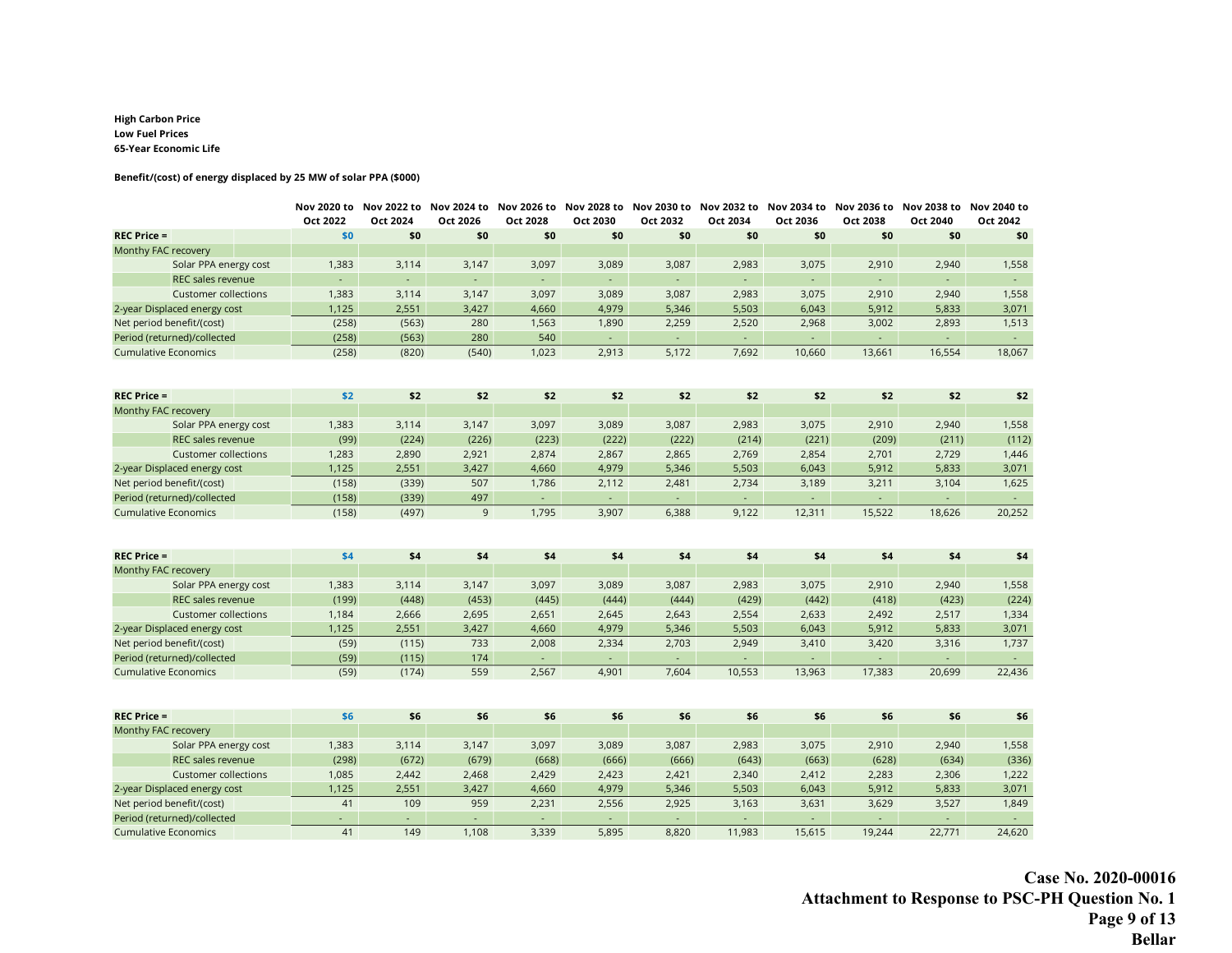**High Carbon Price**
**Low Fuel Prices**
**65-Year Economic Life**

**Benefit/(cost) of energy displaced by 25 MW of solar PPA ($000)**

| | Nov 2020 to Oct 2022 | Nov 2022 to Oct 2024 | Nov 2024 to Oct 2026 | Nov 2026 to Oct 2028 | Nov 2028 to Oct 2030 | Nov 2030 to Oct 2032 | Nov 2032 to Oct 2034 | Nov 2034 to Oct 2036 | Nov 2036 to Oct 2038 | Nov 2038 to Oct 2040 | Nov 2040 to Oct 2042 |
|---|---|---|---|---|---|---|---|---|---|---|---|
| **REC Price =** | **$0** | **$0** | **$0** | **$0** | **$0** | **$0** | **$0** | **$0** | **$0** | **$0** | **$0** |
| Monthy FAC recovery | | | | | | | | | | | |
| Solar PPA energy cost | 1,383 | 3,114 | 3,147 | 3,097 | 3,089 | 3,087 | 2,983 | 3,075 | 2,910 | 2,940 | 1,558 |
| REC sales revenue | - | - | - | - | - | - | - | - | - | - | - |
| Customer collections | 1,383 | 3,114 | 3,147 | 3,097 | 3,089 | 3,087 | 2,983 | 3,075 | 2,910 | 2,940 | 1,558 |
| 2-year Displaced energy cost | 1,125 | 2,551 | 3,427 | 4,660 | 4,979 | 5,346 | 5,503 | 6,043 | 5,912 | 5,833 | 3,071 |
| Net period benefit/(cost) | (258) | (563) | 280 | 1,563 | 1,890 | 2,259 | 2,520 | 2,968 | 3,002 | 2,893 | 1,513 |
| Period (returned)/collected | (258) | (563) | 280 | 540 | - | - | - | - | - | - | - |
| Cumulative Economics | (258) | (820) | (540) | 1,023 | 2,913 | 5,172 | 7,692 | 10,660 | 13,661 | 16,554 | 18,067 |

| | Nov 2020 to Oct 2022 | Nov 2022 to Oct 2024 | Nov 2024 to Oct 2026 | Nov 2026 to Oct 2028 | Nov 2028 to Oct 2030 | Nov 2030 to Oct 2032 | Nov 2032 to Oct 2034 | Nov 2034 to Oct 2036 | Nov 2036 to Oct 2038 | Nov 2038 to Oct 2040 | Nov 2040 to Oct 2042 |
|---|---|---|---|---|---|---|---|---|---|---|---|
| **REC Price =** | **$2** | **$2** | **$2** | **$2** | **$2** | **$2** | **$2** | **$2** | **$2** | **$2** | **$2** |
| Monthy FAC recovery | | | | | | | | | | | |
| Solar PPA energy cost | 1,383 | 3,114 | 3,147 | 3,097 | 3,089 | 3,087 | 2,983 | 3,075 | 2,910 | 2,940 | 1,558 |
| REC sales revenue | (99) | (224) | (226) | (223) | (222) | (222) | (214) | (221) | (209) | (211) | (112) |
| Customer collections | 1,283 | 2,890 | 2,921 | 2,874 | 2,867 | 2,865 | 2,769 | 2,854 | 2,701 | 2,729 | 1,446 |
| 2-year Displaced energy cost | 1,125 | 2,551 | 3,427 | 4,660 | 4,979 | 5,346 | 5,503 | 6,043 | 5,912 | 5,833 | 3,071 |
| Net period benefit/(cost) | (158) | (339) | 507 | 1,786 | 2,112 | 2,481 | 2,734 | 3,189 | 3,211 | 3,104 | 1,625 |
| Period (returned)/collected | (158) | (339) | 497 | - | - | - | - | - | - | - | - |
| Cumulative Economics | (158) | (497) | 9 | 1,795 | 3,907 | 6,388 | 9,122 | 12,311 | 15,522 | 18,626 | 20,252 |

| | Nov 2020 to Oct 2022 | Nov 2022 to Oct 2024 | Nov 2024 to Oct 2026 | Nov 2026 to Oct 2028 | Nov 2028 to Oct 2030 | Nov 2030 to Oct 2032 | Nov 2032 to Oct 2034 | Nov 2034 to Oct 2036 | Nov 2036 to Oct 2038 | Nov 2038 to Oct 2040 | Nov 2040 to Oct 2042 |
|---|---|---|---|---|---|---|---|---|---|---|---|
| **REC Price =** | **$4** | **$4** | **$4** | **$4** | **$4** | **$4** | **$4** | **$4** | **$4** | **$4** | **$4** |
| Monthy FAC recovery | | | | | | | | | | | |
| Solar PPA energy cost | 1,383 | 3,114 | 3,147 | 3,097 | 3,089 | 3,087 | 2,983 | 3,075 | 2,910 | 2,940 | 1,558 |
| REC sales revenue | (199) | (448) | (453) | (445) | (444) | (444) | (429) | (442) | (418) | (423) | (224) |
| Customer collections | 1,184 | 2,666 | 2,695 | 2,651 | 2,645 | 2,643 | 2,554 | 2,633 | 2,492 | 2,517 | 1,334 |
| 2-year Displaced energy cost | 1,125 | 2,551 | 3,427 | 4,660 | 4,979 | 5,346 | 5,503 | 6,043 | 5,912 | 5,833 | 3,071 |
| Net period benefit/(cost) | (59) | (115) | 733 | 2,008 | 2,334 | 2,703 | 2,949 | 3,410 | 3,420 | 3,316 | 1,737 |
| Period (returned)/collected | (59) | (115) | 174 | - | - | - | - | - | - | - | - |
| Cumulative Economics | (59) | (174) | 559 | 2,567 | 4,901 | 7,604 | 10,553 | 13,963 | 17,383 | 20,699 | 22,436 |

| | Nov 2020 to Oct 2022 | Nov 2022 to Oct 2024 | Nov 2024 to Oct 2026 | Nov 2026 to Oct 2028 | Nov 2028 to Oct 2030 | Nov 2030 to Oct 2032 | Nov 2032 to Oct 2034 | Nov 2034 to Oct 2036 | Nov 2036 to Oct 2038 | Nov 2038 to Oct 2040 | Nov 2040 to Oct 2042 |
|---|---|---|---|---|---|---|---|---|---|---|---|
| **REC Price =** | **$6** | **$6** | **$6** | **$6** | **$6** | **$6** | **$6** | **$6** | **$6** | **$6** | **$6** |
| Monthy FAC recovery | | | | | | | | | | | |
| Solar PPA energy cost | 1,383 | 3,114 | 3,147 | 3,097 | 3,089 | 3,087 | 2,983 | 3,075 | 2,910 | 2,940 | 1,558 |
| REC sales revenue | (298) | (672) | (679) | (668) | (666) | (666) | (643) | (663) | (628) | (634) | (336) |
| Customer collections | 1,085 | 2,442 | 2,468 | 2,429 | 2,423 | 2,421 | 2,340 | 2,412 | 2,283 | 2,306 | 1,222 |
| 2-year Displaced energy cost | 1,125 | 2,551 | 3,427 | 4,660 | 4,979 | 5,346 | 5,503 | 6,043 | 5,912 | 5,833 | 3,071 |
| Net period benefit/(cost) | 41 | 109 | 959 | 2,231 | 2,556 | 2,925 | 3,163 | 3,631 | 3,629 | 3,527 | 1,849 |
| Period (returned)/collected | - | - | - | - | - | - | - | - | - | - | - |
| Cumulative Economics | 41 | 149 | 1,108 | 3,339 | 5,895 | 8,820 | 11,983 | 15,615 | 19,244 | 22,771 | 24,620 |

**Case No. 2020-00016**
**Attachment to Response to PSC-PH Question No. 1**
**Page 9 of 13**
**Bellar**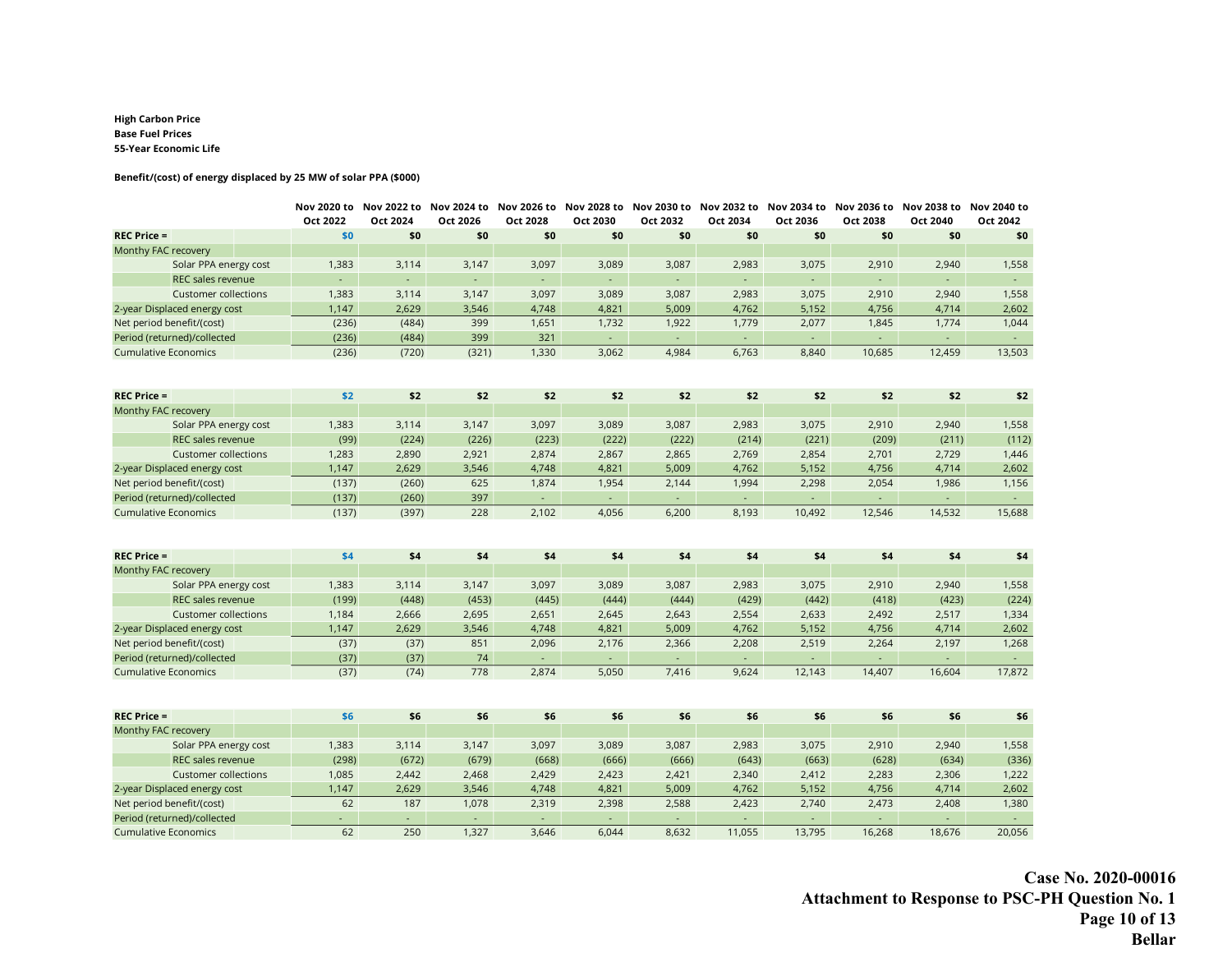**High Carbon Price**
**Base Fuel Prices**
**55-Year Economic Life**

**Benefit/(cost) of energy displaced by 25 MW of solar PPA ($000)**

| | Nov 2020 to Oct 2022 | Nov 2022 to Oct 2024 | Nov 2024 to Oct 2026 | Nov 2026 to Oct 2028 | Nov 2028 to Oct 2030 | Nov 2030 to Oct 2032 | Nov 2032 to Oct 2034 | Nov 2034 to Oct 2036 | Nov 2036 to Oct 2038 | Nov 2038 to Oct 2040 | Nov 2040 to Oct 2042 |
|---|---|---|---|---|---|---|---|---|---|---|---|
| **REC Price =** | **$0** | **$0** | **$0** | **$0** | **$0** | **$0** | **$0** | **$0** | **$0** | **$0** | **$0** |
| Monthy FAC recovery | | | | | | | | | | | |
| Solar PPA energy cost | 1,383 | 3,114 | 3,147 | 3,097 | 3,089 | 3,087 | 2,983 | 3,075 | 2,910 | 2,940 | 1,558 |
| REC sales revenue | - | - | - | - | - | - | - | - | - | - | - |
| Customer collections | 1,383 | 3,114 | 3,147 | 3,097 | 3,089 | 3,087 | 2,983 | 3,075 | 2,910 | 2,940 | 1,558 |
| 2-year Displaced energy cost | 1,147 | 2,629 | 3,546 | 4,748 | 4,821 | 5,009 | 4,762 | 5,152 | 4,756 | 4,714 | 2,602 |
| Net period benefit/(cost) | (236) | (484) | 399 | 1,651 | 1,732 | 1,922 | 1,779 | 2,077 | 1,845 | 1,774 | 1,044 |
| Period (returned)/collected | (236) | (484) | 399 | 321 | - | - | - | - | - | - | - |
| Cumulative Economics | (236) | (720) | (321) | 1,330 | 3,062 | 4,984 | 6,763 | 8,840 | 10,685 | 12,459 | 13,503 |

| | Nov 2020 to Oct 2022 | Nov 2022 to Oct 2024 | Nov 2024 to Oct 2026 | Nov 2026 to Oct 2028 | Nov 2028 to Oct 2030 | Nov 2030 to Oct 2032 | Nov 2032 to Oct 2034 | Nov 2034 to Oct 2036 | Nov 2036 to Oct 2038 | Nov 2038 to Oct 2040 | Nov 2040 to Oct 2042 |
|---|---|---|---|---|---|---|---|---|---|---|---|
| **REC Price =** | **$2** | **$2** | **$2** | **$2** | **$2** | **$2** | **$2** | **$2** | **$2** | **$2** | **$2** |
| Monthy FAC recovery | | | | | | | | | | | |
| Solar PPA energy cost | 1,383 | 3,114 | 3,147 | 3,097 | 3,089 | 3,087 | 2,983 | 3,075 | 2,910 | 2,940 | 1,558 |
| REC sales revenue | (99) | (224) | (226) | (223) | (222) | (222) | (214) | (221) | (209) | (211) | (112) |
| Customer collections | 1,283 | 2,890 | 2,921 | 2,874 | 2,867 | 2,865 | 2,769 | 2,854 | 2,701 | 2,729 | 1,446 |
| 2-year Displaced energy cost | 1,147 | 2,629 | 3,546 | 4,748 | 4,821 | 5,009 | 4,762 | 5,152 | 4,756 | 4,714 | 2,602 |
| Net period benefit/(cost) | (137) | (260) | 625 | 1,874 | 1,954 | 2,144 | 1,994 | 2,298 | 2,054 | 1,986 | 1,156 |
| Period (returned)/collected | (137) | (260) | 397 | - | - | - | - | - | - | - | - |
| Cumulative Economics | (137) | (397) | 228 | 2,102 | 4,056 | 6,200 | 8,193 | 10,492 | 12,546 | 14,532 | 15,688 |

| | Nov 2020 to Oct 2022 | Nov 2022 to Oct 2024 | Nov 2024 to Oct 2026 | Nov 2026 to Oct 2028 | Nov 2028 to Oct 2030 | Nov 2030 to Oct 2032 | Nov 2032 to Oct 2034 | Nov 2034 to Oct 2036 | Nov 2036 to Oct 2038 | Nov 2038 to Oct 2040 | Nov 2040 to Oct 2042 |
|---|---|---|---|---|---|---|---|---|---|---|---|
| **REC Price =** | **$4** | **$4** | **$4** | **$4** | **$4** | **$4** | **$4** | **$4** | **$4** | **$4** | **$4** |
| Monthy FAC recovery | | | | | | | | | | | |
| Solar PPA energy cost | 1,383 | 3,114 | 3,147 | 3,097 | 3,089 | 3,087 | 2,983 | 3,075 | 2,910 | 2,940 | 1,558 |
| REC sales revenue | (199) | (448) | (453) | (445) | (444) | (444) | (429) | (442) | (418) | (423) | (224) |
| Customer collections | 1,184 | 2,666 | 2,695 | 2,651 | 2,645 | 2,643 | 2,554 | 2,633 | 2,492 | 2,517 | 1,334 |
| 2-year Displaced energy cost | 1,147 | 2,629 | 3,546 | 4,748 | 4,821 | 5,009 | 4,762 | 5,152 | 4,756 | 4,714 | 2,602 |
| Net period benefit/(cost) | (37) | (37) | 851 | 2,096 | 2,176 | 2,366 | 2,208 | 2,519 | 2,264 | 2,197 | 1,268 |
| Period (returned)/collected | (37) | (37) | 74 | - | - | - | - | - | - | - | - |
| Cumulative Economics | (37) | (74) | 778 | 2,874 | 5,050 | 7,416 | 9,624 | 12,143 | 14,407 | 16,604 | 17,872 |

| | Nov 2020 to Oct 2022 | Nov 2022 to Oct 2024 | Nov 2024 to Oct 2026 | Nov 2026 to Oct 2028 | Nov 2028 to Oct 2030 | Nov 2030 to Oct 2032 | Nov 2032 to Oct 2034 | Nov 2034 to Oct 2036 | Nov 2036 to Oct 2038 | Nov 2038 to Oct 2040 | Nov 2040 to Oct 2042 |
|---|---|---|---|---|---|---|---|---|---|---|---|
| **REC Price =** | **$6** | **$6** | **$6** | **$6** | **$6** | **$6** | **$6** | **$6** | **$6** | **$6** | **$6** |
| Monthy FAC recovery | | | | | | | | | | | |
| Solar PPA energy cost | 1,383 | 3,114 | 3,147 | 3,097 | 3,089 | 3,087 | 2,983 | 3,075 | 2,910 | 2,940 | 1,558 |
| REC sales revenue | (298) | (672) | (679) | (668) | (666) | (666) | (643) | (663) | (628) | (634) | (336) |
| Customer collections | 1,085 | 2,442 | 2,468 | 2,429 | 2,423 | 2,421 | 2,340 | 2,412 | 2,283 | 2,306 | 1,222 |
| 2-year Displaced energy cost | 1,147 | 2,629 | 3,546 | 4,748 | 4,821 | 5,009 | 4,762 | 5,152 | 4,756 | 4,714 | 2,602 |
| Net period benefit/(cost) | 62 | 187 | 1,078 | 2,319 | 2,398 | 2,588 | 2,423 | 2,740 | 2,473 | 2,408 | 1,380 |
| Period (returned)/collected | - | - | - | - | - | - | - | - | - | - | - |
| Cumulative Economics | 62 | 250 | 1,327 | 3,646 | 6,044 | 8,632 | 11,055 | 13,795 | 16,268 | 18,676 | 20,056 |

**Case No. 2020-00016**
**Attachment to Response to PSC-PH Question No. 1**
**Bellar**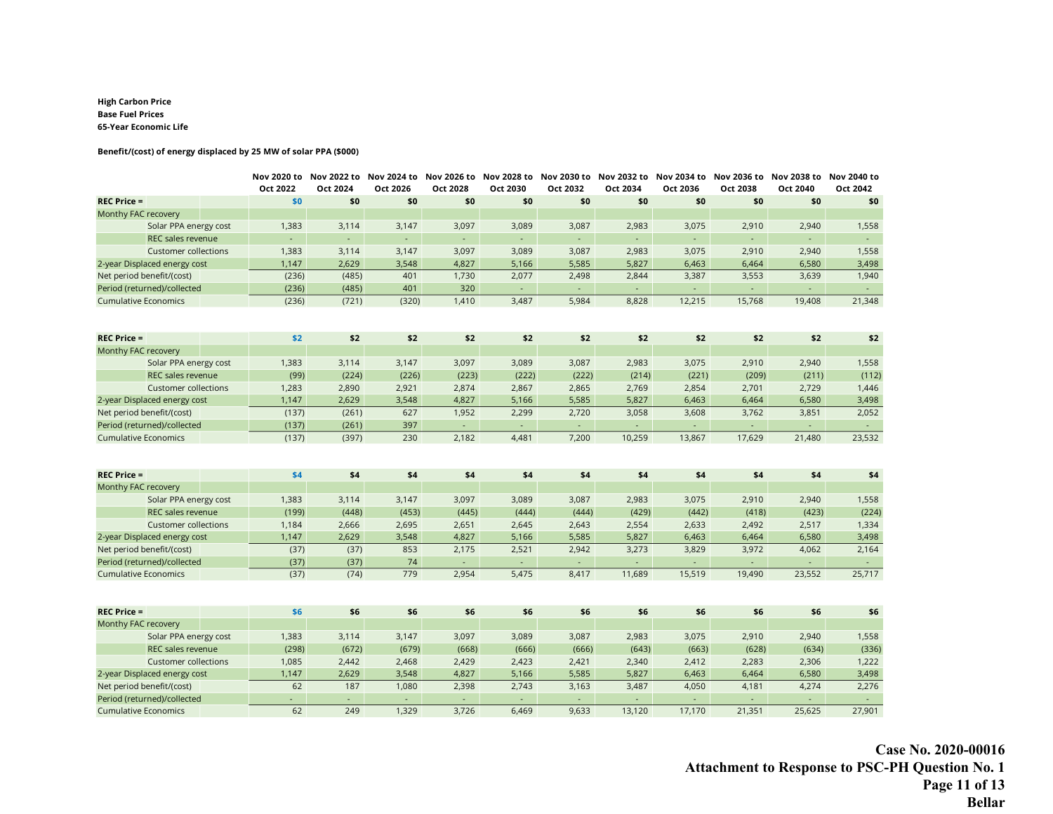**High Carbon Price**
**Base Fuel Prices**
**65-Year Economic Life**

**Benefit/(cost) of energy displaced by 25 MW of solar PPA ($000)**

| | Nov 2020 to Oct 2022 | Nov 2022 to Oct 2024 | Nov 2024 to Oct 2026 | Nov 2026 to Oct 2028 | Nov 2028 to Oct 2030 | Nov 2030 to Oct 2032 | Nov 2032 to Oct 2034 | Nov 2034 to Oct 2036 | Nov 2036 to Oct 2038 | Nov 2038 to Oct 2040 | Nov 2040 to Oct 2042 |
|---|---|---|---|---|---|---|---|---|---|---|---|
| **REC Price =** | **$0** | **$0** | **$0** | **$0** | **$0** | **$0** | **$0** | **$0** | **$0** | **$0** | **$0** |
| Monthy FAC recovery | | | | | | | | | | | |
| Solar PPA energy cost | 1,383 | 3,114 | 3,147 | 3,097 | 3,089 | 3,087 | 2,983 | 3,075 | 2,910 | 2,940 | 1,558 |
| REC sales revenue | - | - | - | - | - | - | - | - | - | - | - |
| Customer collections | 1,383 | 3,114 | 3,147 | 3,097 | 3,089 | 3,087 | 2,983 | 3,075 | 2,910 | 2,940 | 1,558 |
| 2-year Displaced energy cost | 1,147 | 2,629 | 3,548 | 4,827 | 5,166 | 5,585 | 5,827 | 6,463 | 6,464 | 6,580 | 3,498 |
| Net period benefit/(cost) | (236) | (485) | 401 | 1,730 | 2,077 | 2,498 | 2,844 | 3,387 | 3,553 | 3,639 | 1,940 |
| Period (returned)/collected | (236) | (485) | 401 | 320 | - | - | - | - | - | - | - |
| Cumulative Economics | (236) | (721) | (320) | 1,410 | 3,487 | 5,984 | 8,828 | 12,215 | 15,768 | 19,408 | 21,348 |

| | Nov 2020 to Oct 2022 | Nov 2022 to Oct 2024 | Nov 2024 to Oct 2026 | Nov 2026 to Oct 2028 | Nov 2028 to Oct 2030 | Nov 2030 to Oct 2032 | Nov 2032 to Oct 2034 | Nov 2034 to Oct 2036 | Nov 2036 to Oct 2038 | Nov 2038 to Oct 2040 | Nov 2040 to Oct 2042 |
|---|---|---|---|---|---|---|---|---|---|---|---|
| **REC Price =** | **$2** | **$2** | **$2** | **$2** | **$2** | **$2** | **$2** | **$2** | **$2** | **$2** | **$2** |
| Monthy FAC recovery | | | | | | | | | | | |
| Solar PPA energy cost | 1,383 | 3,114 | 3,147 | 3,097 | 3,089 | 3,087 | 2,983 | 3,075 | 2,910 | 2,940 | 1,558 |
| REC sales revenue | (99) | (224) | (226) | (223) | (222) | (222) | (214) | (221) | (209) | (211) | (112) |
| Customer collections | 1,283 | 2,890 | 2,921 | 2,874 | 2,867 | 2,865 | 2,769 | 2,854 | 2,701 | 2,729 | 1,446 |
| 2-year Displaced energy cost | 1,147 | 2,629 | 3,548 | 4,827 | 5,166 | 5,585 | 5,827 | 6,463 | 6,464 | 6,580 | 3,498 |
| Net period benefit/(cost) | (137) | (261) | 627 | 1,952 | 2,299 | 2,720 | 3,058 | 3,608 | 3,762 | 3,851 | 2,052 |
| Period (returned)/collected | (137) | (261) | 397 | - | - | - | - | - | - | - | - |
| Cumulative Economics | (137) | (397) | 230 | 2,182 | 4,481 | 7,200 | 10,259 | 13,867 | 17,629 | 21,480 | 23,532 |

| | Nov 2020 to Oct 2022 | Nov 2022 to Oct 2024 | Nov 2024 to Oct 2026 | Nov 2026 to Oct 2028 | Nov 2028 to Oct 2030 | Nov 2030 to Oct 2032 | Nov 2032 to Oct 2034 | Nov 2034 to Oct 2036 | Nov 2036 to Oct 2038 | Nov 2038 to Oct 2040 | Nov 2040 to Oct 2042 |
|---|---|---|---|---|---|---|---|---|---|---|---|
| **REC Price =** | **$4** | **$4** | **$4** | **$4** | **$4** | **$4** | **$4** | **$4** | **$4** | **$4** | **$4** |
| Monthy FAC recovery | | | | | | | | | | | |
| Solar PPA energy cost | 1,383 | 3,114 | 3,147 | 3,097 | 3,089 | 3,087 | 2,983 | 3,075 | 2,910 | 2,940 | 1,558 |
| REC sales revenue | (199) | (448) | (453) | (445) | (444) | (444) | (429) | (442) | (418) | (423) | (224) |
| Customer collections | 1,184 | 2,666 | 2,695 | 2,651 | 2,645 | 2,643 | 2,554 | 2,633 | 2,492 | 2,517 | 1,334 |
| 2-year Displaced energy cost | 1,147 | 2,629 | 3,548 | 4,827 | 5,166 | 5,585 | 5,827 | 6,463 | 6,464 | 6,580 | 3,498 |
| Net period benefit/(cost) | (37) | (37) | 853 | 2,175 | 2,521 | 2,942 | 3,273 | 3,829 | 3,972 | 4,062 | 2,164 |
| Period (returned)/collected | (37) | (37) | 74 | - | - | - | - | - | - | - | - |
| Cumulative Economics | (37) | (74) | 779 | 2,954 | 5,475 | 8,417 | 11,689 | 15,519 | 19,490 | 23,552 | 25,717 |

| | Nov 2020 to Oct 2022 | Nov 2022 to Oct 2024 | Nov 2024 to Oct 2026 | Nov 2026 to Oct 2028 | Nov 2028 to Oct 2030 | Nov 2030 to Oct 2032 | Nov 2032 to Oct 2034 | Nov 2034 to Oct 2036 | Nov 2036 to Oct 2038 | Nov 2038 to Oct 2040 | Nov 2040 to Oct 2042 |
|---|---|---|---|---|---|---|---|---|---|---|---|
| **REC Price =** | **$6** | **$6** | **$6** | **$6** | **$6** | **$6** | **$6** | **$6** | **$6** | **$6** | **$6** |
| Monthy FAC recovery | | | | | | | | | | | |
| Solar PPA energy cost | 1,383 | 3,114 | 3,147 | 3,097 | 3,089 | 3,087 | 2,983 | 3,075 | 2,910 | 2,940 | 1,558 |
| REC sales revenue | (298) | (672) | (679) | (668) | (666) | (666) | (643) | (663) | (628) | (634) | (336) |
| Customer collections | 1,085 | 2,442 | 2,468 | 2,429 | 2,423 | 2,421 | 2,340 | 2,412 | 2,283 | 2,306 | 1,222 |
| 2-year Displaced energy cost | 1,147 | 2,629 | 3,548 | 4,827 | 5,166 | 5,585 | 5,827 | 6,463 | 6,464 | 6,580 | 3,498 |
| Net period benefit/(cost) | 62 | 187 | 1,080 | 2,398 | 2,743 | 3,163 | 3,487 | 4,050 | 4,181 | 4,274 | 2,276 |
| Period (returned)/collected | - | - | - | - | - | - | - | - | - | - | - |
| Cumulative Economics | 62 | 249 | 1,329 | 3,726 | 6,469 | 9,633 | 13,120 | 17,170 | 21,351 | 25,625 | 27,901 |

**Case No. 2020-00016**
**Attachment to Response to PSC-PH Question No. 1**
**Bellar**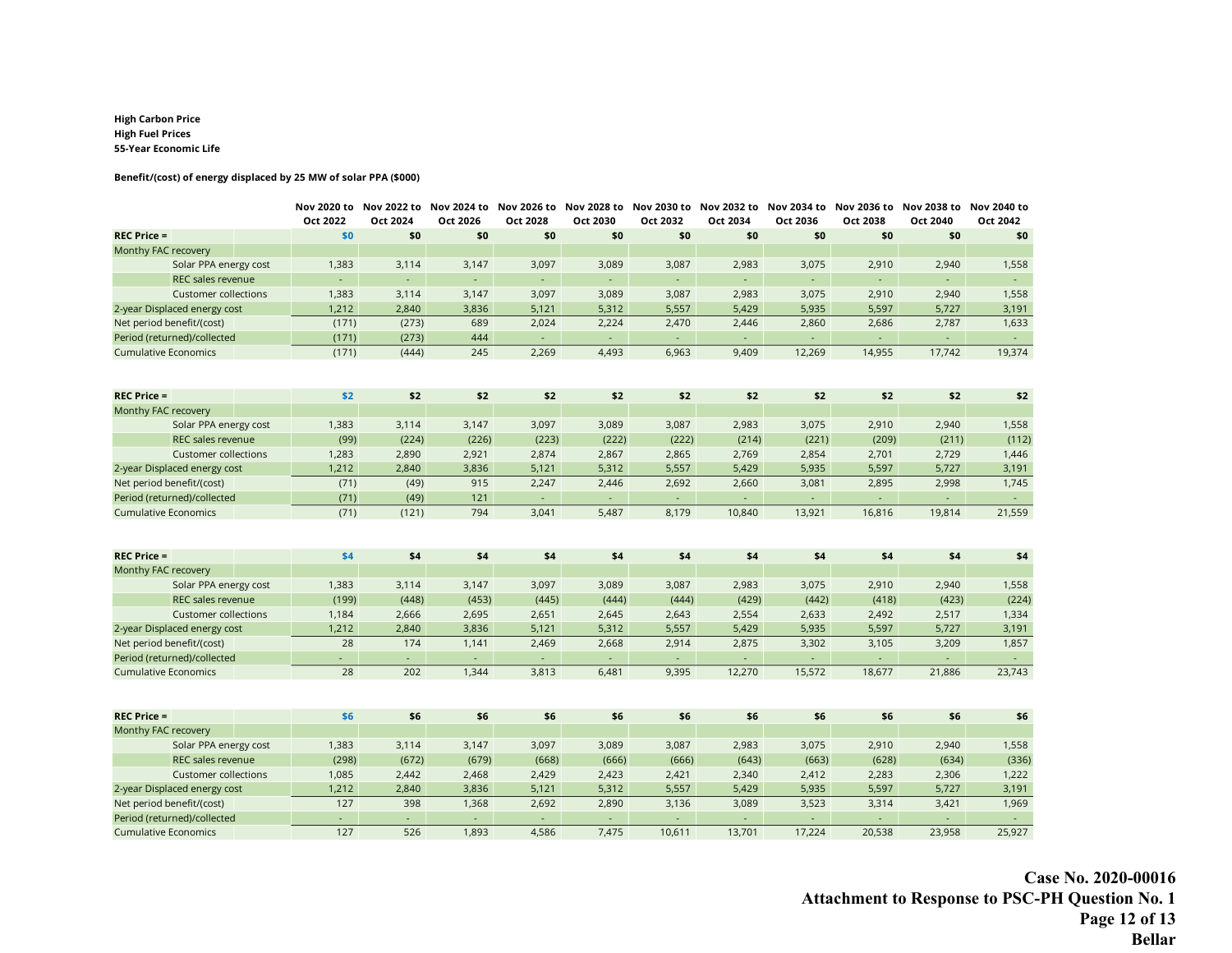**High Carbon Price**
**High Fuel Prices**
**55-Year Economic Life**

**Benefit/(cost) of energy displaced by 25 MW of solar PPA ($000)**

| | Nov 2020 to Oct 2022 | Nov 2022 to Oct 2024 | Nov 2024 to Oct 2026 | Nov 2026 to Oct 2028 | Nov 2028 to Oct 2030 | Nov 2030 to Oct 2032 | Nov 2032 to Oct 2034 | Nov 2034 to Oct 2036 | Nov 2036 to Oct 2038 | Nov 2038 to Oct 2040 | Nov 2040 to Oct 2042 |
|---|---|---|---|---|---|---|---|---|---|---|---|
| **REC Price =** | $0 | $0 | $0 | $0 | $0 | $0 | $0 | $0 | $0 | $0 | $0 |
| Monthy FAC recovery | | | | | | | | | | | |
| Solar PPA energy cost | 1,383 | 3,114 | 3,147 | 3,097 | 3,089 | 3,087 | 2,983 | 3,075 | 2,910 | 2,940 | 1,558 |
| REC sales revenue | - | - | - | - | - | - | - | - | - | - | - |
| Customer collections | 1,383 | 3,114 | 3,147 | 3,097 | 3,089 | 3,087 | 2,983 | 3,075 | 2,910 | 2,940 | 1,558 |
| 2-year Displaced energy cost | 1,212 | 2,840 | 3,836 | 5,121 | 5,312 | 5,557 | 5,429 | 5,935 | 5,597 | 5,727 | 3,191 |
| Net period benefit/(cost) | (171) | (273) | 689 | 2,024 | 2,224 | 2,470 | 2,446 | 2,860 | 2,686 | 2,787 | 1,633 |
| Period (returned)/collected | (171) | (273) | 444 | - | - | - | - | - | - | - | - |
| Cumulative Economics | (171) | (444) | 245 | 2,269 | 4,493 | 6,963 | 9,409 | 12,269 | 14,955 | 17,742 | 19,374 |

| | Nov 2020 to Oct 2022 | Nov 2022 to Oct 2024 | Nov 2024 to Oct 2026 | Nov 2026 to Oct 2028 | Nov 2028 to Oct 2030 | Nov 2030 to Oct 2032 | Nov 2032 to Oct 2034 | Nov 2034 to Oct 2036 | Nov 2036 to Oct 2038 | Nov 2038 to Oct 2040 | Nov 2040 to Oct 2042 |
|---|---|---|---|---|---|---|---|---|---|---|---|
| **REC Price =** | $2 | $2 | $2 | $2 | $2 | $2 | $2 | $2 | $2 | $2 | $2 |
| Monthy FAC recovery | | | | | | | | | | | |
| Solar PPA energy cost | 1,383 | 3,114 | 3,147 | 3,097 | 3,089 | 3,087 | 2,983 | 3,075 | 2,910 | 2,940 | 1,558 |
| REC sales revenue | (99) | (224) | (226) | (223) | (222) | (222) | (214) | (221) | (209) | (211) | (112) |
| Customer collections | 1,283 | 2,890 | 2,921 | 2,874 | 2,867 | 2,865 | 2,769 | 2,854 | 2,701 | 2,729 | 1,446 |
| 2-year Displaced energy cost | 1,212 | 2,840 | 3,836 | 5,121 | 5,312 | 5,557 | 5,429 | 5,935 | 5,597 | 5,727 | 3,191 |
| Net period benefit/(cost) | (71) | (49) | 915 | 2,247 | 2,446 | 2,692 | 2,660 | 3,081 | 2,895 | 2,998 | 1,745 |
| Period (returned)/collected | (71) | (49) | 121 | - | - | - | - | - | - | - | - |
| Cumulative Economics | (71) | (121) | 794 | 3,041 | 5,487 | 8,179 | 10,840 | 13,921 | 16,816 | 19,814 | 21,559 |

| | Nov 2020 to Oct 2022 | Nov 2022 to Oct 2024 | Nov 2024 to Oct 2026 | Nov 2026 to Oct 2028 | Nov 2028 to Oct 2030 | Nov 2030 to Oct 2032 | Nov 2032 to Oct 2034 | Nov 2034 to Oct 2036 | Nov 2036 to Oct 2038 | Nov 2038 to Oct 2040 | Nov 2040 to Oct 2042 |
|---|---|---|---|---|---|---|---|---|---|---|---|
| **REC Price =** | $4 | $4 | $4 | $4 | $4 | $4 | $4 | $4 | $4 | $4 | $4 |
| Monthy FAC recovery | | | | | | | | | | | |
| Solar PPA energy cost | 1,383 | 3,114 | 3,147 | 3,097 | 3,089 | 3,087 | 2,983 | 3,075 | 2,910 | 2,940 | 1,558 |
| REC sales revenue | (199) | (448) | (453) | (445) | (444) | (444) | (429) | (442) | (418) | (423) | (224) |
| Customer collections | 1,184 | 2,666 | 2,695 | 2,651 | 2,645 | 2,643 | 2,554 | 2,633 | 2,492 | 2,517 | 1,334 |
| 2-year Displaced energy cost | 1,212 | 2,840 | 3,836 | 5,121 | 5,312 | 5,557 | 5,429 | 5,935 | 5,597 | 5,727 | 3,191 |
| Net period benefit/(cost) | 28 | 174 | 1,141 | 2,469 | 2,668 | 2,914 | 2,875 | 3,302 | 3,105 | 3,209 | 1,857 |
| Period (returned)/collected | - | - | - | - | - | - | - | - | - | - | - |
| Cumulative Economics | 28 | 202 | 1,344 | 3,813 | 6,481 | 9,395 | 12,270 | 15,572 | 18,677 | 21,886 | 23,743 |

| | Nov 2020 to Oct 2022 | Nov 2022 to Oct 2024 | Nov 2024 to Oct 2026 | Nov 2026 to Oct 2028 | Nov 2028 to Oct 2030 | Nov 2030 to Oct 2032 | Nov 2032 to Oct 2034 | Nov 2034 to Oct 2036 | Nov 2036 to Oct 2038 | Nov 2038 to Oct 2040 | Nov 2040 to Oct 2042 |
|---|---|---|---|---|---|---|---|---|---|---|---|
| **REC Price =** | $6 | $6 | $6 | $6 | $6 | $6 | $6 | $6 | $6 | $6 | $6 |
| Monthy FAC recovery | | | | | | | | | | | |
| Solar PPA energy cost | 1,383 | 3,114 | 3,147 | 3,097 | 3,089 | 3,087 | 2,983 | 3,075 | 2,910 | 2,940 | 1,558 |
| REC sales revenue | (298) | (672) | (679) | (668) | (666) | (666) | (643) | (663) | (628) | (634) | (336) |
| Customer collections | 1,085 | 2,442 | 2,468 | 2,429 | 2,423 | 2,421 | 2,340 | 2,412 | 2,283 | 2,306 | 1,222 |
| 2-year Displaced energy cost | 1,212 | 2,840 | 3,836 | 5,121 | 5,312 | 5,557 | 5,429 | 5,935 | 5,597 | 5,727 | 3,191 |
| Net period benefit/(cost) | 127 | 398 | 1,368 | 2,692 | 2,890 | 3,136 | 3,089 | 3,523 | 3,314 | 3,421 | 1,969 |
| Period (returned)/collected | - | - | - | - | - | - | - | - | - | - | - |
| Cumulative Economics | 127 | 526 | 1,893 | 4,586 | 7,475 | 10,611 | 13,701 | 17,224 | 20,538 | 23,958 | 25,927 |

**Case No. 2020-00016**
**Attachment to Response to PSC-PH Question No. 1**
**Page 12 of 13**
**Bellar**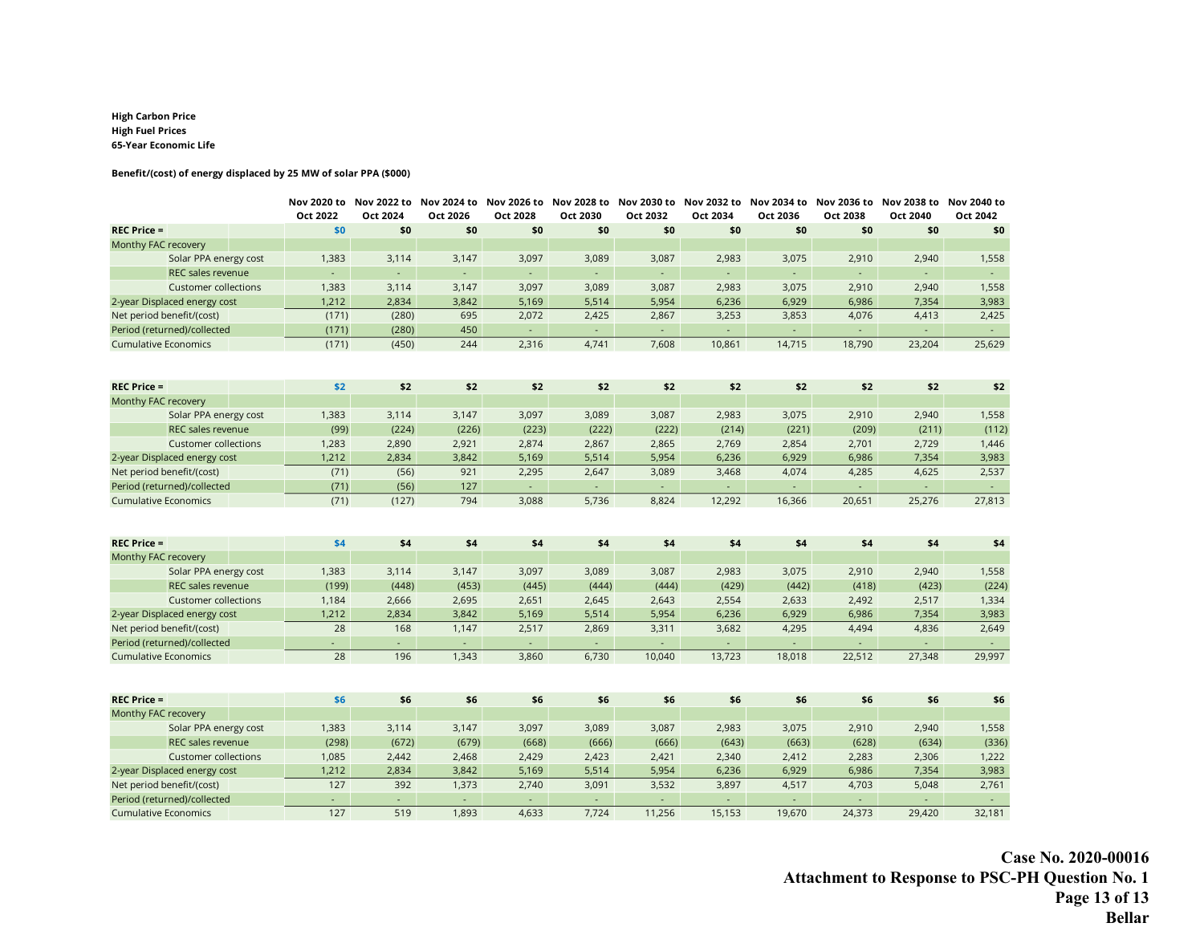**High Carbon Price**
**High Fuel Prices**
**65-Year Economic Life**

**Benefit/(cost) of energy displaced by 25 MW of solar PPA ($000)**

| | Nov 2020 to Oct 2022 | Nov 2022 to Oct 2024 | Nov 2024 to Oct 2026 | Nov 2026 to Oct 2028 | Nov 2028 to Oct 2030 | Nov 2030 to Oct 2032 | Nov 2032 to Oct 2034 | Nov 2034 to Oct 2036 | Nov 2036 to Oct 2038 | Nov 2038 to Oct 2040 | Nov 2040 to Oct 2042 |
|---|---|---|---|---|---|---|---|---|---|---|---|
| **REC Price =** | **$0** | **$0** | **$0** | **$0** | **$0** | **$0** | **$0** | **$0** | **$0** | **$0** | **$0** |
| Monthy FAC recovery | | | | | | | | | | | |
| Solar PPA energy cost | 1,383 | 3,114 | 3,147 | 3,097 | 3,089 | 3,087 | 2,983 | 3,075 | 2,910 | 2,940 | 1,558 |
| REC sales revenue | - | - | - | - | - | - | - | - | - | - | - |
| Customer collections | 1,383 | 3,114 | 3,147 | 3,097 | 3,089 | 3,087 | 2,983 | 3,075 | 2,910 | 2,940 | 1,558 |
| 2-year Displaced energy cost | 1,212 | 2,834 | 3,842 | 5,169 | 5,514 | 5,954 | 6,236 | 6,929 | 6,986 | 7,354 | 3,983 |
| Net period benefit/(cost) | (171) | (280) | 695 | 2,072 | 2,425 | 2,867 | 3,253 | 3,853 | 4,076 | 4,413 | 2,425 |
| Period (returned)/collected | (171) | (280) | 450 | - | - | - | - | - | - | - | - |
| Cumulative Economics | (171) | (450) | 244 | 2,316 | 4,741 | 7,608 | 10,861 | 14,715 | 18,790 | 23,204 | 25,629 |

| | Nov 2020 to Oct 2022 | Nov 2022 to Oct 2024 | Nov 2024 to Oct 2026 | Nov 2026 to Oct 2028 | Nov 2028 to Oct 2030 | Nov 2030 to Oct 2032 | Nov 2032 to Oct 2034 | Nov 2034 to Oct 2036 | Nov 2036 to Oct 2038 | Nov 2038 to Oct 2040 | Nov 2040 to Oct 2042 |
|---|---|---|---|---|---|---|---|---|---|---|---|
| **REC Price =** | **$2** | **$2** | **$2** | **$2** | **$2** | **$2** | **$2** | **$2** | **$2** | **$2** | **$2** |
| Monthy FAC recovery | | | | | | | | | | | |
| Solar PPA energy cost | 1,383 | 3,114 | 3,147 | 3,097 | 3,089 | 3,087 | 2,983 | 3,075 | 2,910 | 2,940 | 1,558 |
| REC sales revenue | (99) | (224) | (226) | (223) | (222) | (222) | (214) | (221) | (209) | (211) | (112) |
| Customer collections | 1,283 | 2,890 | 2,921 | 2,874 | 2,867 | 2,865 | 2,769 | 2,854 | 2,701 | 2,729 | 1,446 |
| 2-year Displaced energy cost | 1,212 | 2,834 | 3,842 | 5,169 | 5,514 | 5,954 | 6,236 | 6,929 | 6,986 | 7,354 | 3,983 |
| Net period benefit/(cost) | (71) | (56) | 921 | 2,295 | 2,647 | 3,089 | 3,468 | 4,074 | 4,285 | 4,625 | 2,537 |
| Period (returned)/collected | (71) | (56) | 127 | - | - | - | - | - | - | - | - |
| Cumulative Economics | (71) | (127) | 794 | 3,088 | 5,736 | 8,824 | 12,292 | 16,366 | 20,651 | 25,276 | 27,813 |

| | Nov 2020 to Oct 2022 | Nov 2022 to Oct 2024 | Nov 2024 to Oct 2026 | Nov 2026 to Oct 2028 | Nov 2028 to Oct 2030 | Nov 2030 to Oct 2032 | Nov 2032 to Oct 2034 | Nov 2034 to Oct 2036 | Nov 2036 to Oct 2038 | Nov 2038 to Oct 2040 | Nov 2040 to Oct 2042 |
|---|---|---|---|---|---|---|---|---|---|---|---|
| **REC Price =** | **$4** | **$4** | **$4** | **$4** | **$4** | **$4** | **$4** | **$4** | **$4** | **$4** | **$4** |
| Monthy FAC recovery | | | | | | | | | | | |
| Solar PPA energy cost | 1,383 | 3,114 | 3,147 | 3,097 | 3,089 | 3,087 | 2,983 | 3,075 | 2,910 | 2,940 | 1,558 |
| REC sales revenue | (199) | (448) | (453) | (445) | (444) | (444) | (429) | (442) | (418) | (423) | (224) |
| Customer collections | 1,184 | 2,666 | 2,695 | 2,651 | 2,645 | 2,643 | 2,554 | 2,633 | 2,492 | 2,517 | 1,334 |
| 2-year Displaced energy cost | 1,212 | 2,834 | 3,842 | 5,169 | 5,514 | 5,954 | 6,236 | 6,929 | 6,986 | 7,354 | 3,983 |
| Net period benefit/(cost) | 28 | 168 | 1,147 | 2,517 | 2,869 | 3,311 | 3,682 | 4,295 | 4,494 | 4,836 | 2,649 |
| Period (returned)/collected | - | - | - | - | - | - | - | - | - | - | - |
| Cumulative Economics | 28 | 196 | 1,343 | 3,860 | 6,730 | 10,040 | 13,723 | 18,018 | 22,512 | 27,348 | 29,997 |

| | Nov 2020 to Oct 2022 | Nov 2022 to Oct 2024 | Nov 2024 to Oct 2026 | Nov 2026 to Oct 2028 | Nov 2028 to Oct 2030 | Nov 2030 to Oct 2032 | Nov 2032 to Oct 2034 | Nov 2034 to Oct 2036 | Nov 2036 to Oct 2038 | Nov 2038 to Oct 2040 | Nov 2040 to Oct 2042 |
|---|---|---|---|---|---|---|---|---|---|---|---|
| **REC Price =** | **$6** | **$6** | **$6** | **$6** | **$6** | **$6** | **$6** | **$6** | **$6** | **$6** | **$6** |
| Monthy FAC recovery | | | | | | | | | | | |
| Solar PPA energy cost | 1,383 | 3,114 | 3,147 | 3,097 | 3,089 | 3,087 | 2,983 | 3,075 | 2,910 | 2,940 | 1,558 |
| REC sales revenue | (298) | (672) | (679) | (668) | (666) | (666) | (643) | (663) | (628) | (634) | (336) |
| Customer collections | 1,085 | 2,442 | 2,468 | 2,429 | 2,423 | 2,421 | 2,340 | 2,412 | 2,283 | 2,306 | 1,222 |
| 2-year Displaced energy cost | 1,212 | 2,834 | 3,842 | 5,169 | 5,514 | 5,954 | 6,236 | 6,929 | 6,986 | 7,354 | 3,983 |
| Net period benefit/(cost) | 127 | 392 | 1,373 | 2,740 | 3,091 | 3,532 | 3,897 | 4,517 | 4,703 | 5,048 | 2,761 |
| Period (returned)/collected | - | - | - | - | - | - | - | - | - | - | - |
| Cumulative Economics | 127 | 519 | 1,893 | 4,633 | 7,724 | 11,256 | 15,153 | 19,670 | 24,373 | 29,420 | 32,181 |

**Case No. 2020-00016**
**Attachment to Response to PSC-PH Question No. 1**
**Page 13 of 13**
**Bellar**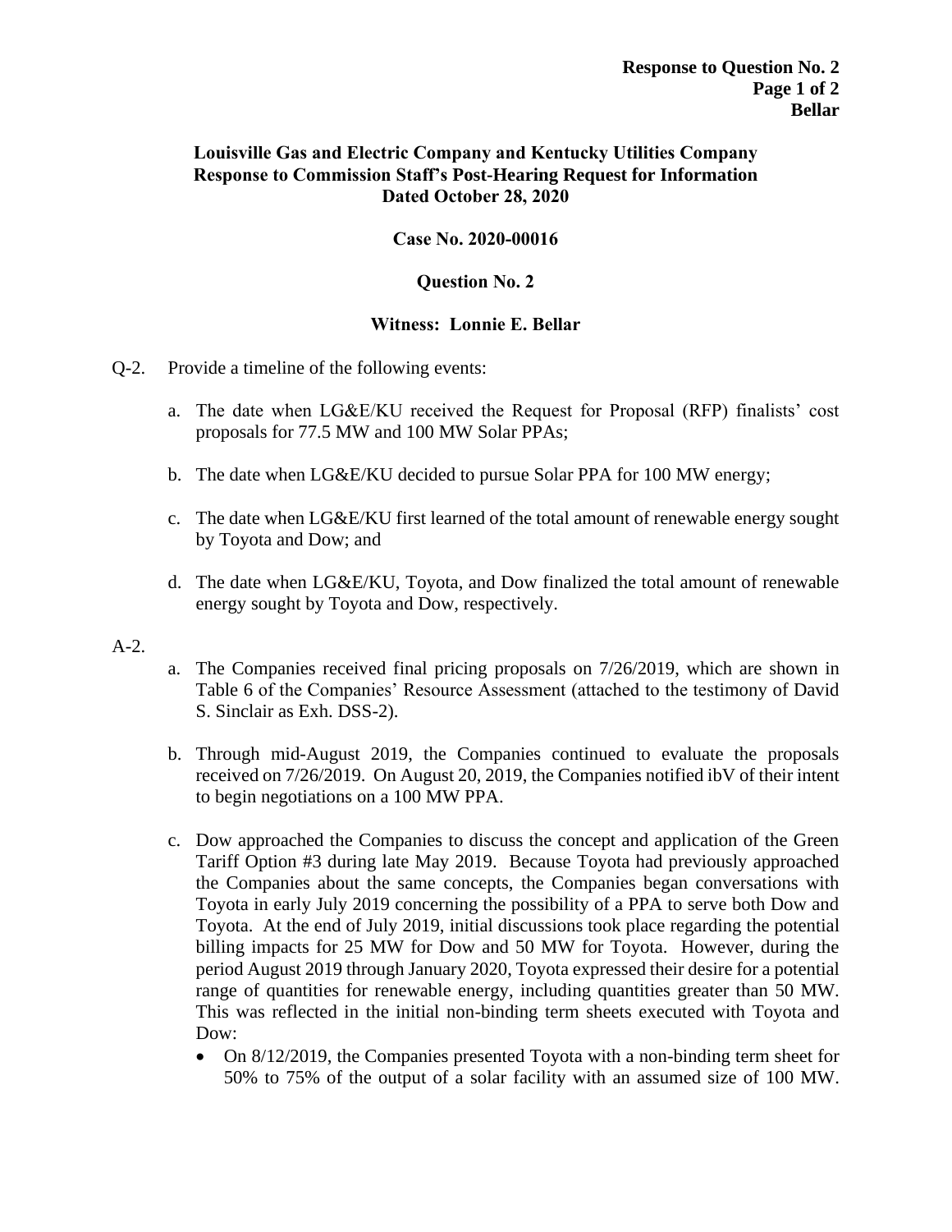**Louisville Gas and Electric Company and Kentucky Utilities Company**
**Response to Commission Staff's Post-Hearing Request for Information**
**Dated October 28, 2020**

**Case No. 2020-00016**

**Question No. 2**

**Witness: Lonnie E. Bellar**

Q-2. Provide a timeline of the following events:

a. The date when LG&E/KU received the Request for Proposal (RFP) finalists' cost proposals for 77.5 MW and 100 MW Solar PPAs;

b. The date when LG&E/KU decided to pursue Solar PPA for 100 MW energy;

c. The date when LG&E/KU first learned of the total amount of renewable energy sought by Toyota and Dow; and

d. The date when LG&E/KU, Toyota, and Dow finalized the total amount of renewable energy sought by Toyota and Dow, respectively.

A-2.

a. The Companies received final pricing proposals on 7/26/2019, which are shown in Table 6 of the Companies' Resource Assessment (attached to the testimony of David S. Sinclair as Exh. DSS-2).

b. Through mid-August 2019, the Companies continued to evaluate the proposals received on 7/26/2019. On August 20, 2019, the Companies notified ibV of their intent to begin negotiations on a 100 MW PPA.

c. Dow approached the Companies to discuss the concept and application of the Green Tariff Option #3 during late May 2019. Because Toyota had previously approached the Companies about the same concepts, the Companies began conversations with Toyota in early July 2019 concerning the possibility of a PPA to serve both Dow and Toyota. At the end of July 2019, initial discussions took place regarding the potential billing impacts for 25 MW for Dow and 50 MW for Toyota. However, during the period August 2019 through January 2020, Toyota expressed their desire for a potential range of quantities for renewable energy, including quantities greater than 50 MW. This was reflected in the initial non-binding term sheets executed with Toyota and Dow:

- On 8/12/2019, the Companies presented Toyota with a non-binding term sheet for 50% to 75% of the output of a solar facility with an assumed size of 100 MW.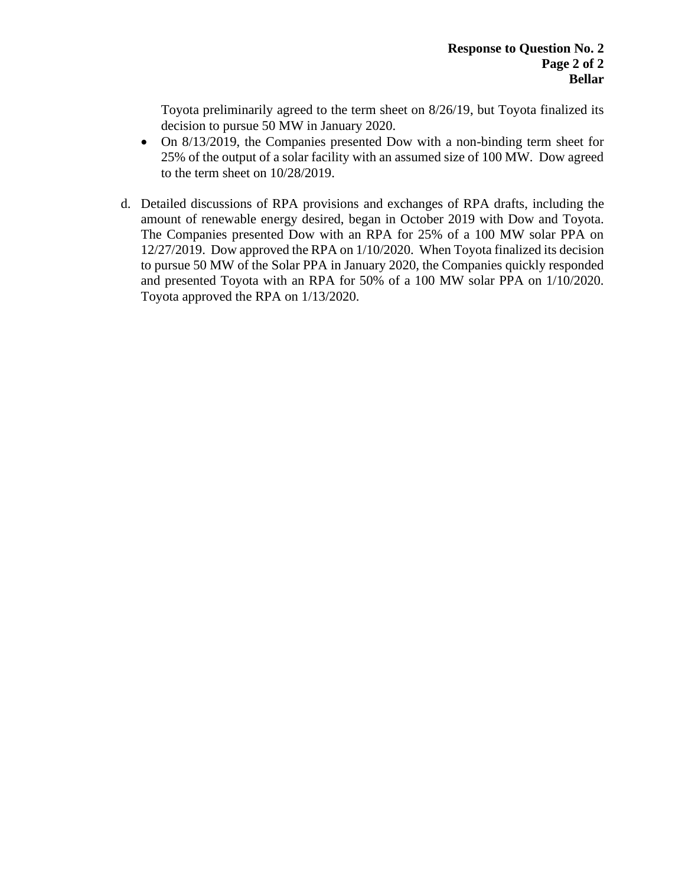Toyota preliminarily agreed to the term sheet on 8/26/19, but Toyota finalized its decision to pursue 50 MW in January 2020.

- On 8/13/2019, the Companies presented Dow with a non-binding term sheet for 25% of the output of a solar facility with an assumed size of 100 MW. Dow agreed to the term sheet on 10/28/2019.

d. Detailed discussions of RPA provisions and exchanges of RPA drafts, including the amount of renewable energy desired, began in October 2019 with Dow and Toyota. The Companies presented Dow with an RPA for 25% of a 100 MW solar PPA on 12/27/2019. Dow approved the RPA on 1/10/2020. When Toyota finalized its decision to pursue 50 MW of the Solar PPA in January 2020, the Companies quickly responded and presented Toyota with an RPA for 50% of a 100 MW solar PPA on 1/10/2020. Toyota approved the RPA on 1/13/2020.